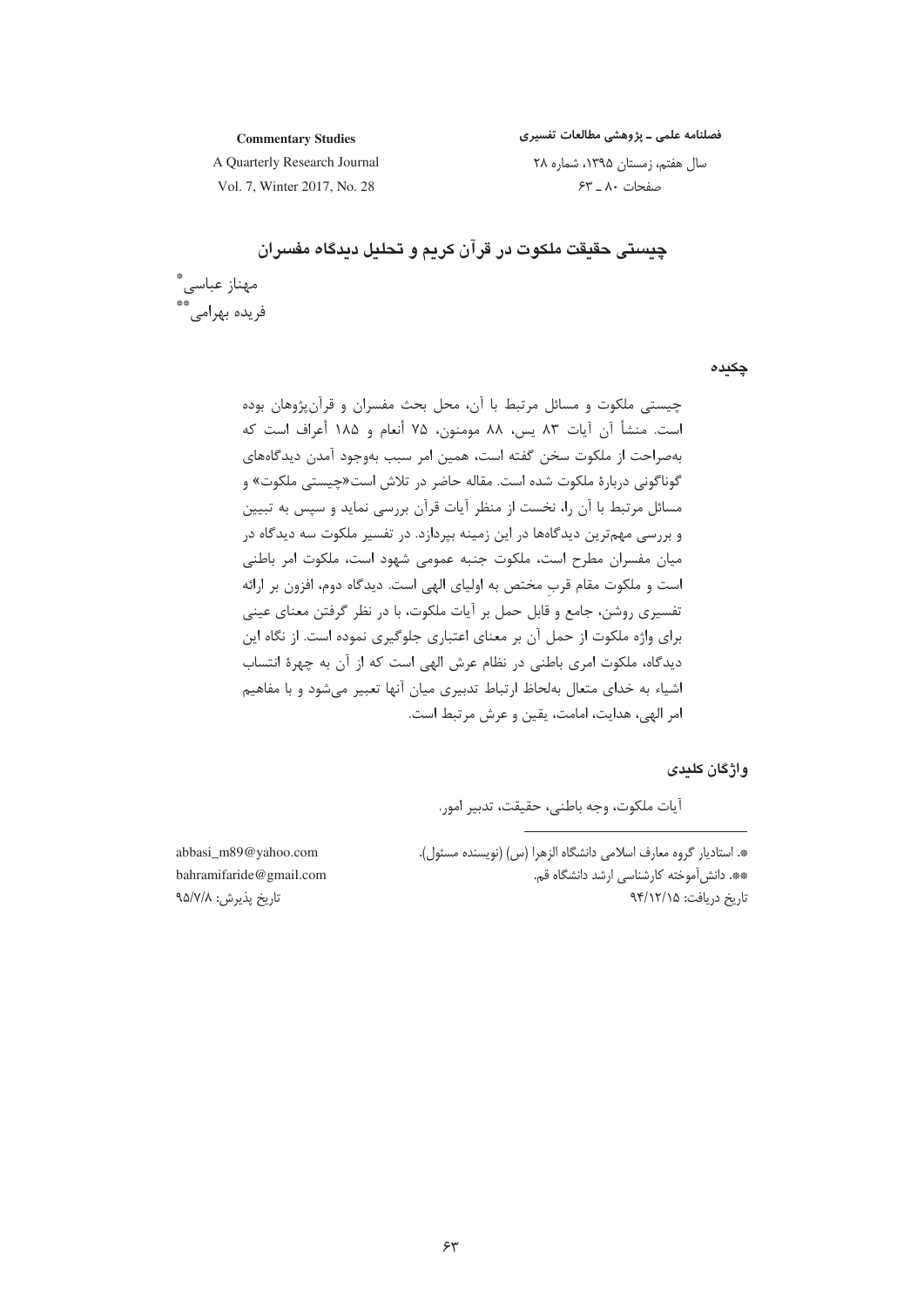# چیستی حقیقت ملکوت در قرآن کریم و تحلیل دیدگاه مفسران

مهناز عباسی*

فریده بهرامی**

## چکیده

چیستی ملکوت و مسائل مرتبط با آن، محل بحث مفسران و قرآن‌پژوهان بوده است. منشأ آن آیات ۸۳ یس، ۸۸ مومنون، ۷۵ أنعام و ۱۸۵ أعراف است که به‌صراحت از ملکوت سخن گفته است، همین امر سبب به‌وجود آمدن دیدگاه‌های گوناگونی دربارهٔ ملکوت شده است. مقاله حاضر در تلاش است«چیستی ملکوت» و مسائل مرتبط با آن را، نخست از منظر آیات قرآن بررسی نماید و سپس به تبیین و بررسی مهم‌ترین دیدگاه‌ها در این زمینه بپردازد. در تفسیر ملکوت سه دیدگاه در میان مفسران مطرح است، ملکوت جنبه عمومی شهود است، ملکوت امر باطنی است و ملکوت مقام قربِ مختص به اولیای الهی است. دیدگاه دوم، افزون بر ارائه تفسیری روشن، جامع و قابل حمل بر آیات ملکوت، با در نظر گرفتن معنای عینی برای واژه ملکوت از حمل آن بر معنای اعتباری جلوگیری نموده است. از نگاه این دیدگاه، ملکوت امری باطنی در نظام عرش الهی است که از آن به چهرهٔ انتساب اشیاء به خدای متعال به‌لحاظ ارتباط تدبیری میان آنها تعبیر می‌شود و با مفاهیم امر الهی، هدایت، امامت، یقین و عرش مرتبط است.

## واژگان کلیدی

آیات ملکوت، وجه باطنی، حقیقت، تدبیر امور.

---

*. استادیار گروه معارف اسلامی دانشگاه الزهرا (س) (نویسنده مسئول).
abbasi_m89@yahoo.com

**. دانش‌آموخته کارشناسی ارشد دانشگاه قم.
bahramifaride@gmail.com

تاریخ دریافت: ۹۴/۱۲/۱۵

تاریخ پذیرش: ۹۵/۷/۸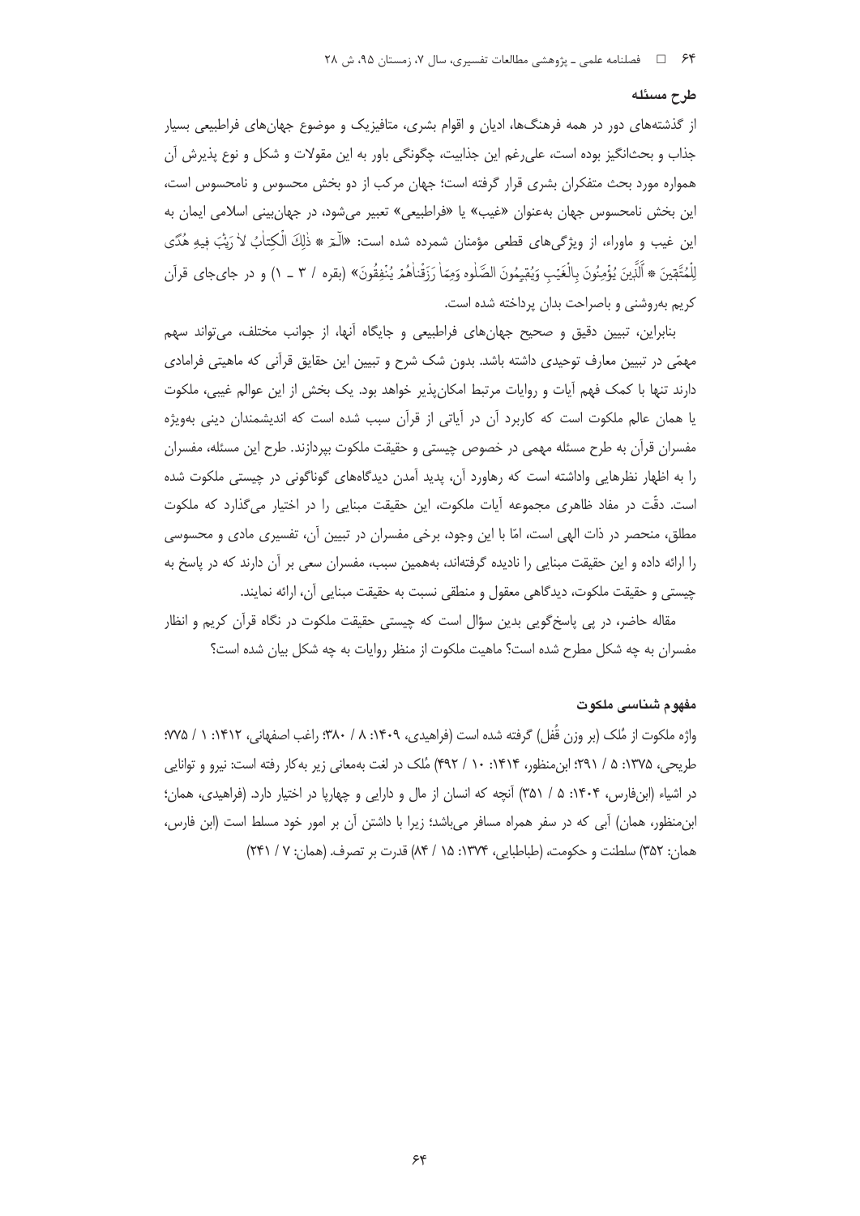## طرح مسئله

از گذشته‌های دور در همه فرهنگ‌ها، ادیان و اقوام بشری، متافیزیک و موضوع جهان‌های فراطبیعی بسیار جذاب و بحث‌انگیز بوده است، علی‌رغم این جذابیت، چگونگی باور به این مقولات و شکل و نوع پذیرش آن همواره مورد بحث متفکران بشری قرار گرفته است؛ جهان مرکب از دو بخش محسوس و نامحسوس است، این بخش نامحسوس جهان به‌عنوان «غیب» یا «فراطبیعی» تعبیر می‌شود، در جهان‌بینی اسلامی ایمان به این غیب و ماوراء، از ویژگی‌های قطعی مؤمنان شمرده شده است: «الٓمٓ * ذٰلِكَ الْكِتابُ لا رَيْبَ فِيهِ هُدًى لِلْمُتَّقِينَ * اَلَّذِينَ يُؤْمِنُونَ بِالْغَيْبِ وَيُقِيمُونَ الصَّلٰوه وَمِمّا رَزَقْناهُمْ يُنْفِقُونَ» (بقره / ۳ ـ ۱) و در جای‌جای قرآن کریم به‌روشنی و باصراحت بدان پرداخته شده است.

بنابراین، تبیین دقیق و صحیح جهان‌های فراطبیعی و جایگاه آنها، از جوانب مختلف، می‌تواند سهم مهمّی در تبیین معارف توحیدی داشته باشد. بدون شک شرح و تبیین این حقایق قرآنی که ماهیتی فرامادی دارند تنها با کمک فهم آیات و روایات مرتبط امکان‌پذیر خواهد بود. یک بخش از این عوالم غیبی، ملکوت یا همان عالم ملکوت است که کاربرد آن در آیاتی از قرآن سبب شده است که اندیشمندان دینی به‌ویژه مفسران قرآن به طرح مسئله مهمی در خصوص چیستی و حقیقت ملکوت بپردازند. طرح این مسئله، مفسران را به اظهار نظرهایی واداشته است که رهاورد آن، پدید آمدن دیدگاه‌های گوناگونی در چیستی ملکوت شده است. دقّت در مفاد ظاهری مجموعه آیات ملکوت، این حقیقت مبنایی را در اختیار می‌گذارد که ملکوت مطلق، منحصر در ذات الهی است، امّا با این وجود، برخی مفسران در تبیین آن، تفسیری مادی و محسوسی را ارائه داده و این حقیقت مبنایی را نادیده گرفته‌اند، به‌همین سبب، مفسران سعی بر آن دارند که در پاسخ به چیستی و حقیقت ملکوت، دیدگاهی معقول و منطقی نسبت به حقیقت مبنایی آن، ارائه نمایند.

مقاله حاضر، در پی پاسخ‌گویی بدین سؤال است که چیستی حقیقت ملکوت در نگاه قرآن کریم و انظار مفسران به چه شکل مطرح شده است؟ ماهیت ملکوت از منظر روایات به چه شکل بیان شده است؟

## مفهوم شناسی ملکوت

واژه ملکوت از مُلک (بر وزن قُفل) گرفته شده است (فراهیدی، ۱۴۰۹: ۸ / ۳۸۰؛ راغب اصفهانی، ۱۴۱۲: ۱ / ۷۷۵؛ طریحی، ۱۳۷۵: ۵ / ۲۹۱؛ ابن‌منظور، ۱۴۱۴: ۱۰ / ۴۹۲) مُلک در لغت به‌معانی زیر به‌کار رفته است: نیرو و توانایی در اشیاء (ابن‌فارس، ۱۴۰۴: ۵ / ۳۵۱) آنچه که انسان از مال و دارایی و چهارپا در اختیار دارد. (فراهیدی، همان؛ ابن‌منظور، همان) آبی که در سفر همراه مسافر می‌باشد؛ زیرا با داشتن آن بر امور خود مسلط است (ابن فارس، همان: ۳۵۲) سلطنت و حکومت، (طباطبایی، ۱۳۷۴: ۱۵ / ۸۴) قدرت بر تصرف. (همان: ۷ / ۲۴۱)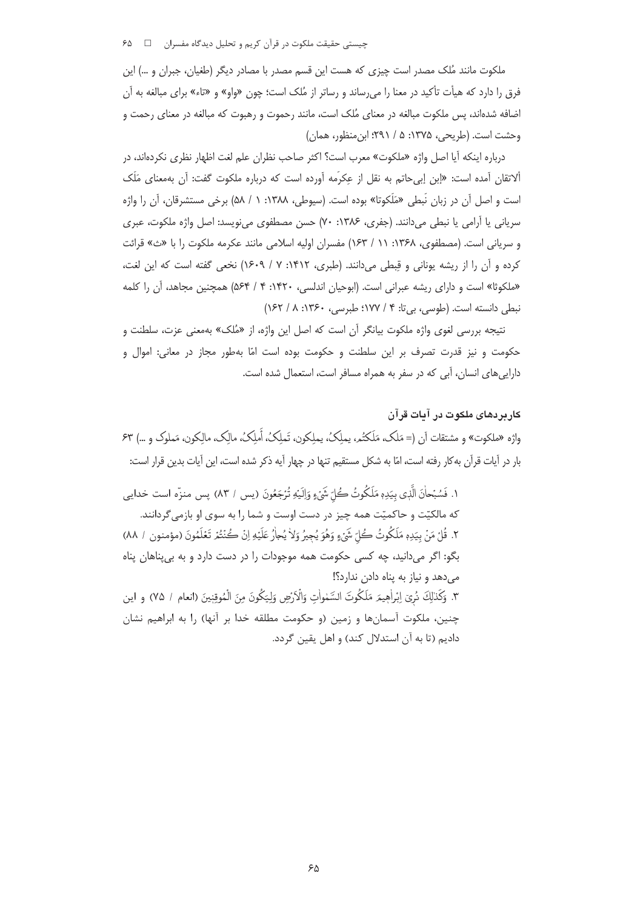ملکوت مانند مُلک مصدر است چیزی که هست این قسم مصدر با مصادر دیگر (طغیان، جبران و ...) این فرق را دارد که هیأت تأکید در معنا را می‌رساند و رساتر از مُلک است؛ چون «واو» و «تاء» برای مبالغه به آن اضافه شده‌اند، پس ملکوت مبالغه در معنای مُلک است، مانند رحموت و رهبوت که مبالغه در معنای رحمت و وحشت است. (طریحی، ۱۳۷۵: ۵ / ۲۹۱؛ ابن‌منظور، همان)

درباره اینکه آیا اصل واژه «ملکوت» معرب است؟ اکثر صاحب نظران علم لغت اظهار نظری نکرده‌اند، در ألاتقان آمده است: «اِبن اِبی‌حاتِم به نقل از عِکرِمه آورده است که درباره ملکوت گفت: آن به‌معنای مَلَک است و اصل آن در زبان نَبطی «مَلَکوتا» بوده است. (سیوطی، ۱۳۸۸: ۱ / ۵۸) برخی مستشرقان، آن را واژه سریانی یا آرامی یا نبطی می‌دانند. (جفری، ۱۳۸۶: ۷۰) حسن مصطفوی می‌نویسد: اصل واژه ملکوت، عبری و سریانی است. (مصطفوی، ۱۳۶۸: ۱۱ / ۱۶۳) مفسران اولیه اسلامی مانند عکرمه ملکوت را با «ث» قرائت کرده و آن را از ریشه یونانی و قِبطی می‌دانند. (طبری، ۱۴۱۲: ۷ / ۱۶۰۹) نخعی گفته است که این لغت، «ملکوثا» است و دارای ریشه عبرانی است. (ابوحیان اندلسی، ۱۴۲۰: ۴ / ۵۶۴) همچنین مجاهد، آن را کلمه نبطی دانسته است. (طوسی، بی‌تا: ۴ / ۱۷۷؛ طبرسی، ۱۳۶۰: ۸ / ۱۶۲)

نتیجه بررسی لغوی واژه ملکوت بیانگر آن است که اصل این واژه، از «مُلک» به‌معنی عزت، سلطنت و حکومت و نیز قدرت تصرف بر این سلطنت و حکومت بوده است امّا به‌طور مجاز در معانی: اموال و دارایی‌های انسان، آبی که در سفر به همراه مسافر است، استعمال شده است.

## کاربردهای ملکوت در آیات قرآن

واژه «ملکوت» و مشتقات آن (= مَلَک، مَلَکتُم، یملِکُ، یملِکون، تَملِکُ، أَملِکُ، مالِک، مالِکون، مَملوک و ...) ۶۳ بار در آیات قرآن به‌کار رفته است، امّا به شکل مستقیم تنها در چهار آیه ذکر شده است، این آیات بدین قرار است:

۱. فَسُبْحانَ الَّذی بِیَدِهِ مَلَکُوتُ کُلِّ شَیْءٍ وَإِلَیْهِ تُرْجَعُونَ (یس / ۸۳) پس منزّه است خدایی که مالکیّت و حاکمیّت همه چیز در دست اوست و شما را به سوی او بازمی‌گردانند.

۲. قُلْ مَنْ بِیَدِهِ مَلَکُوتُ کُلِّ شَیْءٍ وَهُوَ یُجیرُ وَلا یُجارُ عَلَیْهِ إِنْ کُنْتُمْ تَعْلَمُونَ (مؤمنون / ۸۸) بگو: اگر می‌دانید، چه کسی حکومت همه موجودات را در دست دارد و به بی‌پناهان پناه می‌دهد و نیاز به پناه دادن ندارد؟!

۳. وَکَذٰلِکَ نُرِیَ إِبْراهیمَ مَلَکُوتَ السَّمٰواتِ وَالْأَرْضِ وَلِیَکُونَ مِنَ الْمُوقِنینَ (انعام / ۷۵) و این چنین، ملکوت آسمان‌ها و زمین (و حکومت مطلقه خدا بر آنها) را به ابراهیم نشان دادیم (تا به آن استدلال کند) و اهل یقین گردد.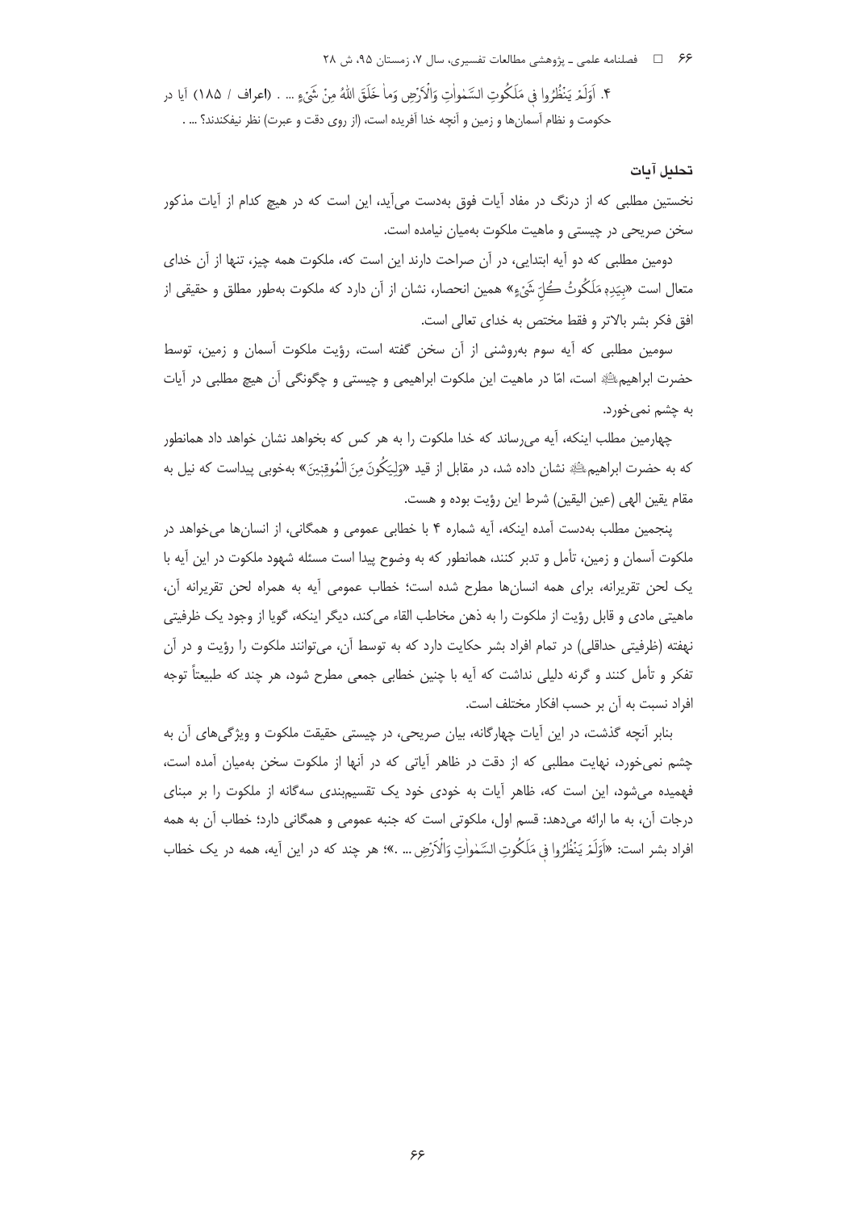۴. اَوَلَمْ یَنْظُرُوا فِی مَلَکُوتِ السَّمٰواٰتِ وَالْاَرْضِ وَماٰ خَلَقَ اللّٰهُ مِنْ شَیْءٍ ... . (اعراف / ۱۸۵) آیا در حکومت و نظام آسمان‌ها و زمین و آنچه خدا آفریده است، (از روی دقت و عبرت) نظر نیفکندند؟ ... .

#### تحلیل آیات

نخستین مطلبی که از درنگ در مفاد آیات فوق به‌دست می‌آید، این است که در هیچ کدام از آیات مذکور سخن صریحی در چیستی و ماهیت ملکوت به‌میان نیامده است.

دومین مطلبی که دو آیه ابتدایی، در آن صراحت دارند این است که، ملکوت همه چیز، تنها از آن خدای متعال است «بِیَدِهِ مَلَکُوتُ کُلِّ شَیْءٍ» همین انحصار، نشان از آن دارد که ملکوت به‌طور مطلق و حقیقی از افق فکر بشر بالاتر و فقط مختص به خدای تعالی است.

سومین مطلبی که آیه سوم به‌روشنی از آن سخن گفته است، رؤیت ملکوت آسمان و زمین، توسط حضرت ابراهیمؑ است، امّا در ماهیت این ملکوت ابراهیمی و چیستی و چگونگی آن هیچ مطلبی در آیات به چشم نمی‌خورد.

چهارمین مطلب اینکه، آیه می‌رساند که خدا ملکوت را به هر کس که بخواهد نشان خواهد داد همانطور که به حضرت ابراهیمؑ نشان داده شد، در مقابل از قید «وَلِیَکُونَ مِنَ الْمُوقِنِینَ» به‌خوبی پیداست که نیل به مقام یقین الهی (عین الیقین) شرط این رؤیت بوده و هست.

پنجمین مطلب به‌دست آمده اینکه، آیه شماره ۴ با خطابی عمومی و همگانی، از انسان‌ها می‌خواهد در ملکوت آسمان و زمین، تأمل و تدبر کنند، همانطور که به وضوح پیدا است مسئله شهود ملکوت در این آیه با یک لحن تقریرانه، برای همه انسان‌ها مطرح شده است؛ خطاب عمومی آیه به همراه لحن تقریرانه آن، ماهیتی مادی و قابل رؤیت از ملکوت را به ذهن مخاطب القاء می‌کند، دیگر اینکه، گویا از وجود یک ظرفیتی نهفته (ظرفیتی حداقلی) در تمام افراد بشر حکایت دارد که به توسط آن، می‌توانند ملکوت را رؤیت و در آن تفکر و تأمل کنند و گرنه دلیلی نداشت که آیه با چنین خطابی جمعی مطرح شود، هر چند که طبیعتاً توجه افراد نسبت به آن بر حسب افکار مختلف است.

بنابر آنچه گذشت، در این آیات چهارگانه، بیان صریحی، در چیستی حقیقت ملکوت و ویژگی‌های آن به چشم نمی‌خورد، نهایت مطلبی که از دقت در ظاهر آیاتی که در آنها از ملکوت سخن به‌میان آمده است، فهمیده می‌شود، این است که، ظاهر آیات به خودی خود یک تقسیم‌بندی سه‌گانه از ملکوت را بر مبنای درجات آن، به ما ارائه می‌دهد: قسم اول، ملکوتی است که جنبه عمومی و همگانی دارد؛ خطاب آن به همه افراد بشر است: «اَوَلَمْ یَنْظُرُوا فِی مَلَکُوتِ السَّمٰواٰتِ وَالْاَرْضِ ... .»؛ هر چند که در این آیه، همه در یک خطاب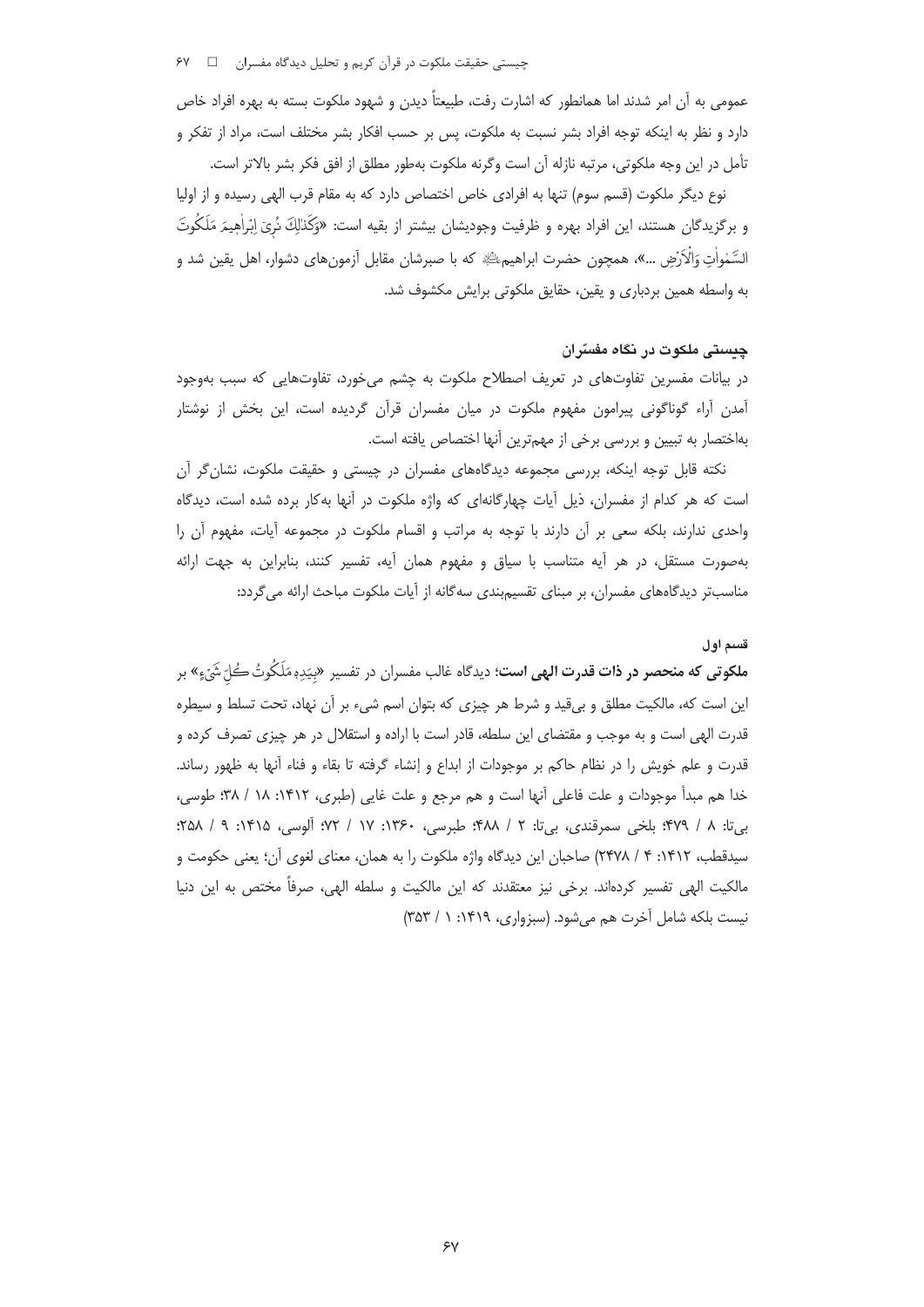عمومی به آن امر شدند اما همانطور که اشارت رفت، طبیعتاً دیدن و شهود ملکوت بسته به بهره افراد خاص دارد و نظر به اینکه توجه افراد بشر نسبت به ملکوت، پس بر حسب افکار بشر مختلف است، مراد از تفکر و تأمل در این وجه ملکوتی، مرتبه نازله آن است وگرنه ملکوت به‌طور مطلق از افق فکر بشر بالاتر است.

نوع دیگر ملکوت (قسم سوم) تنها به افرادی خاص اختصاص دارد که به مقام قرب الهی رسیده و از اولیا و برگزیدگان هستند، این افراد بهره و ظرفیت وجودیشان بیشتر از بقیه است: «وَكَذَٰلِكَ نُرِىٓ إِبۡرَٰهِيمَ مَلَكُوتَ ٱلسَّمَٰوَٰتِ وَٱلۡأَرۡضِ ...»، همچون حضرت ابراهیم علیه‌السلام که با صبرشان مقابل آزمون‌های دشوار، اهل یقین شد و به واسطه همین بردباری و یقین، حقایق ملکوتی برایش مکشوف شد.

## چیستی ملکوت در نگاه مفسّران

در بیانات مفسرین تفاوت‌هایی در تعریف اصطلاح ملکوت به چشم می‌خورد، تفاوت‌هایی که سبب به‌وجود آمدن آراء گوناگونی پیرامون مفهوم ملکوت در میان مفسران قرآن گردیده است، این بخش از نوشتار به‌اختصار به تبیین و بررسی برخی از مهم‌ترین آنها اختصاص یافته است.

نکته قابل توجه اینکه، بررسی مجموعه دیدگاه‌های مفسران در چیستی و حقیقت ملکوت، نشان‌گر آن است که هر کدام از مفسران، ذیل آیات چهارگانه‌ای که واژه ملکوت در آنها به‌کار برده شده است، دیدگاه واحدی ندارند، بلکه سعی بر آن دارند با توجه به مراتب و اقسام ملکوت در مجموعه آیات، مفهوم آن را به‌صورت مستقل، در هر آیه متناسب با سیاق و مفهوم همان آیه، تفسیر کنند، بنابراین به جهت ارائه مناسب‌تر دیدگاه‌های مفسران، بر مبنای تقسیم‌بندی سه‌گانه از آیات ملکوت مباحث ارائه می‌گردد:

### قسم اول

**ملکوتی که منحصر در ذات قدرت الهی است**؛ دیدگاه غالب مفسران در تفسیر «بِيَدِهِۦ مَلَكُوتُ كُلِّ شَيۡءٖ» بر این است که، مالکیت مطلق و بی‌قید و شرط هر چیزی که بتوان اسم شیء بر آن نهاد، تحت تسلط و سیطره قدرت الهی است و به موجب و مقتضای این سلطه، قادر است با اراده و استقلال در هر چیزی تصرف کرده و قدرت و علم خویش را در نظام حاکم بر موجودات از ابداع و إنشاء گرفته تا بقاء و فناء آنها به ظهور رساند. خدا هم مبدأ موجودات و علت فاعلی آنها است و هم مرجع و علت غایی (طبری، ۱۴۱۲: ۱۸ / ۳۸؛ طوسی، بی‌تا: ۸ / ۴۷۹؛ بلخی سمرقندی، بی‌تا: ۲ / ۴۸۸؛ طبرسی، ۱۳۶۰: ۱۷ / ۷۲؛ آلوسی، ۱۴۱۵: ۹ / ۲۵۸؛ سیدقطب، ۱۴۱۲: ۴ / ۲۴۷۸) صاحبان این دیدگاه واژه ملکوت را به همان، معنای لغوی آن؛ یعنی حکومت و مالکیت الهی تفسیر کرده‌اند. برخی نیز معتقدند که این مالکیت و سلطه الهی، صرفاً مختص به این دنیا نیست بلکه شامل آخرت هم می‌شود. (سبزواری، ۱۴۱۹: ۱ / ۳۵۳)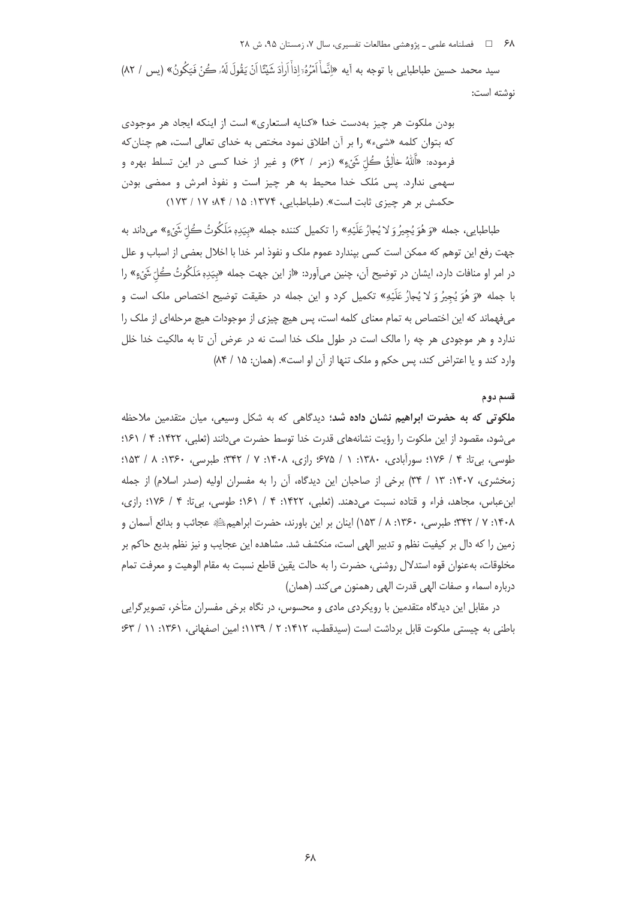سید محمد حسین طباطبایی با توجه به آیه «اِنَّما اَمْرُهُ اِذا اَرادَ شَیْئًا اَنْ یَقُولَ لَهُ کُنْ فَیَکُونُ» (یس / ۸۲) نوشته است:

> بودن ملکوت هر چیز به‌دست خدا «کنایه استعاری» است از اینکه ایجاد هر موجودی که بتوان کلمه «شیء» را بر آن اطلاق نمود مختص به خدای تعالی است، هم چنان‌که فرموده: «اَللّٰهُ خالِقُ کُلِّ شَیْءٍ» (زمر / ۶۲) و غیر از خدا کسی در این تسلط بهره و سهمی ندارد. پس مُلک خدا محیط به هر چیز است و نفوذ امرش و ممضی بودن حکمش بر هر چیزی ثابت است». (طباطبایی، ۱۳۷۴: ۱۵ / ۸۴؛ ۱۷ / ۱۷۳)

طباطبایی، جمله «وَ هُوَ یُجیرُ وَ لا یُجارُ عَلَیْهِ» را تکمیل کننده جمله «بِیَدِهِ مَلَکُوتُ کُلِّ شَیْءٍ» می‌داند به جهت رفع این توهم که ممکن است کسی بپندارد عموم ملک و نفوذ امر خدا با اخلال بعضی از اسباب و علل در امر او منافات دارد، ایشان در توضیح آن، چنین می‌آورد: «از این جهت جمله «بِیَدِهِ مَلَکُوتُ کُلِّ شَیْءٍ» را با جمله «وَ هُوَ یُجیرُ وَ لا یُجارُ عَلَیْهِ» تکمیل کرد و این جمله در حقیقت توضیح اختصاص ملک است و می‌فهماند که این اختصاص به تمام معنای کلمه است، پس هیچ چیزی از موجودات هیچ مرحله‌ای از ملک را ندارد و هر موجودی هر چه را مالک است در طول ملک خدا است نه در عرض آن تا به مالکیت خدا خلل وارد کند و یا اعتراض کند، پس حکم و ملک تنها از آن او است». (همان: ۱۵ / ۸۴)

#### قسم دوم

**ملکوتی که به حضرت ابراهیم نشان داده شد؛** دیدگاهی که به شکل وسیعی، میان متقدمین ملاحظه می‌شود، مقصود از این ملکوت را رؤیت نشانه‌های قدرت خدا توسط حضرت می‌دانند (ثعلبی، ۱۴۲۲: ۴ / ۱۶۱؛ طوسی، بی‌تا: ۴ / ۱۷۶؛ سورآبادی، ۱۳۸۰: ۱ / ۶۷۵؛ رازی، ۱۴۰۸: ۷ / ۳۴۲؛ طبرسی، ۱۳۶۰: ۸ / ۱۵۳؛ زمخشری، ۱۴۰۷: ۱۳ / ۳۴) برخی از صاحبان این دیدگاه، آن را به مفسران اولیه (صدر اسلام) از جمله ابن‌عباس، مجاهد، فراء و قتاده نسبت می‌دهند. (ثعلبی، ۱۴۲۲: ۴ / ۱۶۱؛ طوسی، بی‌تا: ۴ / ۱۷۶؛ رازی، ۱۴۰۸: ۷ / ۳۴۲؛ طبرسی، ۱۳۶۰: ۸ / ۱۵۳) اینان بر این باورند، حضرت ابراهیم علیه‌السلام عجائب و بدائع آسمان و زمین را که دال بر کیفیت نظم و تدبیر الهی است، منکشف شد. مشاهده این عجایب و نیز نظم بدیع حاکم بر مخلوقات، به‌عنوان قوه استدلال روشنی، حضرت را به حالت یقین قاطع نسبت به مقام الوهیت و معرفت تمام درباره اسماء و صفات الهی قدرت الهی رهمنون می‌کند. (همان)

در مقابل این دیدگاه متقدمین با رویکردی مادی و محسوس، در نگاه برخی مفسران متأخر، تصویرگرایی باطنی به چیستی ملکوت قابل برداشت است (سیدقطب، ۱۴۱۲: ۲ / ۱۱۳۹؛ امین اصفهانی، ۱۳۶۱: ۱۱ / ۶۳؛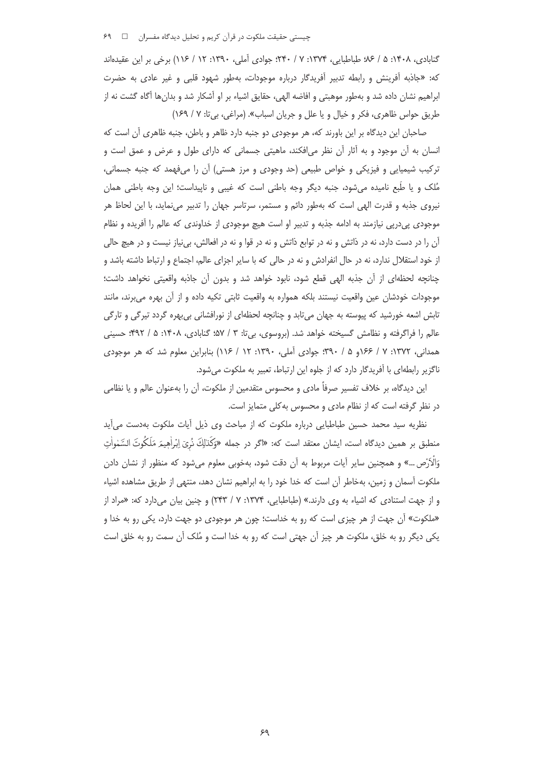گنابادی، ۱۴۰۸: ۵ / ۸۶؛ طباطبایی، ۱۳۷۴: ۷ / ۲۴۰؛ جوادی آملی، ۱۳۹۰: ۱۲ / ۱۱۶) برخی بر این عقیده‌اند که: «جاذبه آفرینش و رابطه تدبیر آفریدگار درباره موجودات، به‌طور شهود قلبی و غیر عادی به حضرت ابراهیم نشان داده شد و به‌طور موهبتی و افاضه الهی، حقایق اشیاء بر او آشکار شد و بدان‌ها آگاه گشت نه از طریق حواس ظاهری، فکر و خیال و یا علل و جریان اسباب». (مراغی، بی‌تا: ۷ / ۱۶۹)

صاحبان این دیدگاه بر این باورند که، هر موجودی دو جنبه دارد ظاهر و باطن، جنبه ظاهری آن است که انسان به آن موجود و به آثار آن نظر می‌افکند، ماهیتی جسمانی که دارای طول و عرض و عمق است و ترکیب شیمیایی و فیزیکی و خواص طبیعی (حد وجودی و مرز هستی) آن را می‌فهمد که جنبه جسمانی، مُلک و یا طَبع نامیده می‌شود، جنبه دیگر وجه باطنی است که غیبی و ناپیداست؛ این وجه باطنی همان نیروی جذبه و قدرت الهی است که به‌طور دائم و مستمر، سرتاسر جهان را تدبیر می‌نماید، با این لحاظ هر موجودی پی‌درپی نیازمند به ادامه جذبه و تدبیر او است هیچ موجودی از خداوندی که عالم را آفریده و نظام آن را در دست دارد، نه در ذاتش و نه در توابع ذاتش و نه در قوا و نه در افعالش، بی‌نیاز نیست و در هیچ حالی از خود استقلال ندارد، نه در حال انفرادش و نه در حالی که با سایر اجزای عالم، اجتماع و ارتباط داشته باشد و چنانچه لحظه‌ای از آن جذبه الهی قطع شود، نابود خواهد شد و بدون آن جاذبه واقعیتی نخواهد داشت؛ موجودات خودشان عین واقعیت نیستند بلکه همواره به واقعیت ثابتی تکیه داده و از آن بهره می‌برند، مانند تابش اشعه خورشید که پیوسته به جهان می‌تابد و چنانچه لحظه‌ای از نورافشانی بی‌بهره گردد تیرگی و تارگی عالم را فراگرفته و نظامش گسیخته خواهد شد. (بروسوی، بی‌تا: ۳ / ۵۷؛ گنابادی، ۱۴۰۸: ۵ / ۴۹۲؛ حسینی همدانی، ۱۳۷۲: ۷ / ۱۶۶و ۵ / ۳۹۰؛ جوادی آملی، ۱۳۹۰: ۱۲ / ۱۱۶) بنابراین معلوم شد که هر موجودی ناگزیر رابطه‌ای با آفریدگار دارد که از جلوه این ارتباط، تعبیر به ملکوت می‌شود.

این دیدگاه، بر خلاف تفسیر صرفاً مادی و محسوس متقدمین از ملکوت، آن را به‌عنوان عالم و یا نظامی در نظر گرفته است که از نظام مادی و محسوس به‌کلی متمایز است.

نظریه سید محمد حسین طباطبایی درباره ملکوت که از مباحث وی ذیل آیات ملکوت به‌دست می‌آید منطبق بر همین دیدگاه است، ایشان معتقد است که: «اگر در جمله «وَکَذٰلِكَ نُرِیَ اِبْرٰهِیمَ مَلَکُوتَ السَّمٰوٰتِ وَالْاَرْض ...» و همچنین سایر آیات مربوط به آن دقت شود، به‌خوبی معلوم می‌شود که منظور از نشان دادن ملکوت آسمان و زمین، به‌خاطر آن است که خدا خود را به ابراهیم نشان دهد، منتهی از طریق مشاهده اشیاء و از جهت استنادی که اشیاء به وی دارند.» (طباطبایی، ۱۳۷۴: ۷ / ۲۴۳) و چنین بیان می‌دارد که: «مراد از «ملکوت» آن جهت از هر چیزی است که رو به خداست؛ چون هر موجودی دو جهت دارد، یکی رو به خدا و یکی دیگر رو به خلق، ملکوت هر چیز آن جهتی است که رو به خدا است و مُلک آن سمت رو به خلق است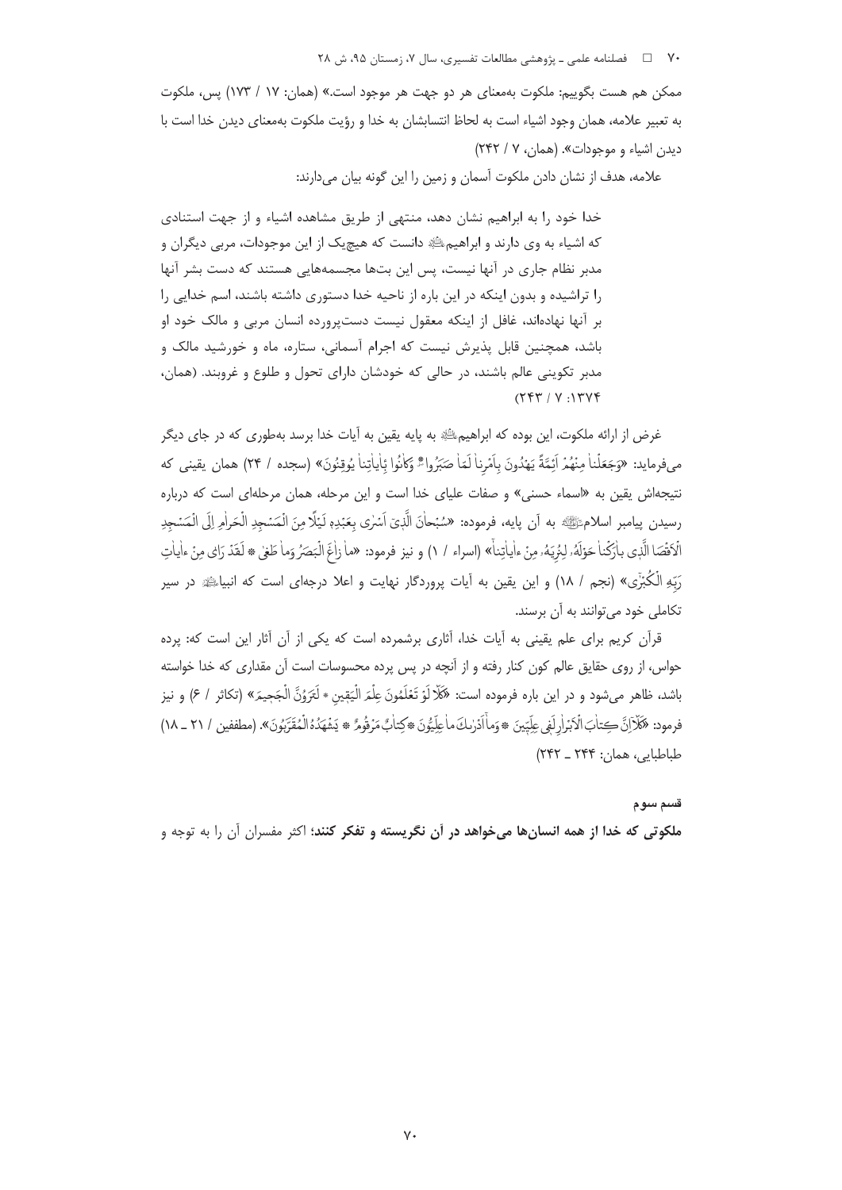ممکن هم هست بگوییم: ملکوت به‌معنای هر دو جهت هر موجود است.» (همان: ۱۷ / ۱۷۳) پس، ملکوت به تعبیر علامه، همان وجود اشیاء است به لحاظ انتسابشان به خدا و رؤیت ملکوت به‌معنای دیدن خدا است با دیدن اشیاء و موجودات». (همان، ۷ / ۲۴۲)

علامه، هدف از نشان دادن ملکوت آسمان و زمین را این گونه بیان می‌دارند:

> خدا خود را به ابراهیم نشان دهد، منتهی از طریق مشاهده اشیاء و از جهت استنادی که اشیاء به وی دارند و ابراهیم‌ دانست که هیچ‌یک از این موجودات، مربی دیگران و مدبر نظام جاری در آنها نیست، پس این بت‌ها مجسمه‌هایی هستند که دست بشر آنها را تراشیده و بدون اینکه در این باره از ناحیه خدا دستوری داشته باشند، اسم خدایی را بر آنها نهاده‌اند، غافل از اینکه معقول نیست دست‌پرورده انسان مربی و مالک خود او باشد، همچنین قابل پذیرش نیست که اجرام آسمانی، ستاره، ماه و خورشید مالک و مدبر تکوینی عالم باشند، در حالی که خودشان دارای تحول و طلوع و غروبند. (همان، ۱۳۷۴: ۷ / ۲۴۳)

غرض از ارائه ملکوت، این بوده که ابراهیم‌ به پایه یقین به آیات خدا برسد به‌طوری که در جای دیگر می‌فرماید: «وَجَعَلْنَا مِنْهُمْ أَئِمَّةً يَهْدُونَ بِأَمْرِنَا لَمَّا صَبَرُوا ۖ وَكَانُوا بِآيَاتِنَا يُوقِنُونَ» (سجده / ۲۴) همان یقینی که نتیجه‌اش یقین به «اسماء حسنی» و صفات علیای خدا است و این مرحله، همان مرحله‌ای است که درباره رسیدن پیامبر اسلام‌ به آن پایه، فرموده: «سُبْحَانَ الَّذِي أَسْرَىٰ بِعَبْدِهِ لَيْلًا مِنَ الْمَسْجِدِ الْحَرَامِ إِلَى الْمَسْجِدِ الْأَقْصَى الَّذِي بَارَكْنَا حَوْلَهُ لِنُرِيَهُ مِنْ آيَاتِنَا» (اسراء / ۱) و نیز فرمود: «مَا زَاغَ الْبَصَرُ وَمَا طَغَىٰ * لَقَدْ رَأَىٰ مِنْ آيَاتِ رَبِّهِ الْكُبْرَىٰ» (نجم / ۱۸) و این یقین به آیات پروردگار نهایت و اعلا درجه‌ای است که انبیا‌ در سیر تکاملی خود می‌توانند به آن برسند.

قرآن کریم برای علم یقینی به آیات خدا، آثاری برشمرده است که یکی از آن آثار این است که: پرده حواس، از روی حقایق عالم کون کنار رفته و از آنچه در پس پرده محسوسات است آن مقداری که خدا خواسته باشد، ظاهر می‌شود و در این باره فرموده است: «كَلَّا لَوْ تَعْلَمُونَ عِلْمَ الْيَقِينِ * لَتَرَوُنَّ الْجَحِيمَ» (تکاثر / ۶) و نیز فرمود: «كَلَّا إِنَّ كِتَابَ الْأَبْرَارِ لَفِي عِلِّيِّينَ * وَمَا أَدْرَاكَ مَا عِلِّيُّونَ * كِتَابٌ مَرْقُومٌ * يَشْهَدُهُ الْمُقَرَّبُونَ». (مطففین / ۲۱ ـ ۱۸) طباطبایی، همان: ۲۴۴ ـ ۲۴۲)

### قسم سوم

**ملکوتی که خدا از همه انسان‌ها می‌خواهد در آن نگریسته و تفکر کنند؛** اکثر مفسران آن را به توجه و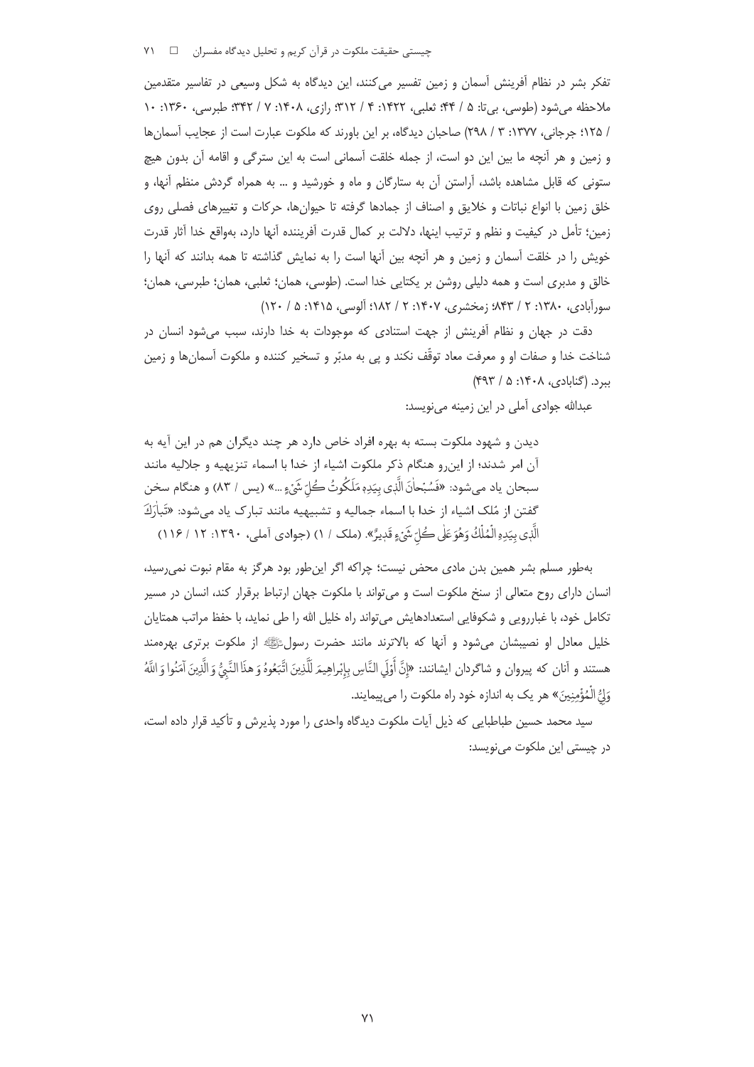تفکر بشر در نظام آفرینش آسمان و زمین تفسیر می‌کنند، این دیدگاه به شکل وسیعی در تفاسیر متقدمین ملاحظه می‌شود (طوسی، بی‌تا: ۵ / ۴۴؛ ثعلبی، ۱۴۲۲: ۴ / ۳۱۲؛ رازی، ۱۴۰۸: ۷ / ۳۴۲؛ طبرسی، ۱۳۶۰: ۱۰ / ۱۲۵؛ جرجانی، ۱۳۷۷: ۳ / ۲۹۸) صاحبان دیدگاه، بر این باورند که ملکوت عبارت است از عجایب آسمان‌ها و زمین و هر آنچه ما بین این دو است، از جمله خلقت آسمانی است به این سترگی و اقامه آن بدون هیچ ستونی که قابل مشاهده باشد، آراستن آن به ستارگان و ماه و خورشید و ... به همراه گردش منظم آنها، و خلق زمین با انواع نباتات و خلایق و اصناف از جمادها گرفته تا حیوان‌ها، حرکات و تغییرهای فصلی روی زمین؛ تأمل در کیفیت و نظم و ترتیب اینها، دلالت بر کمال قدرت آفریننده آنها دارد، به‌واقع خدا آثار قدرت خویش را در خلقت آسمان و زمین و هر آنچه بین آنها است را به نمایش گذاشته تا همه بدانند که آنها را خالق و مدبری است و همه دلیلی روشن بر یکتایی خدا است. (طوسی، همان؛ ثعلبی، همان؛ طبرسی، همان؛ سورآبادی، ۱۳۸۰: ۲ / ۸۴۳؛ زمخشری، ۱۴۰۷: ۲ / ۱۸۲؛ آلوسی، ۱۴۱۵: ۵ / ۱۲۰)

دقت در جهان و نظام آفرینش از جهت استنادی که موجودات به خدا دارند، سبب می‌شود انسان در شناخت خدا و صفات او و معرفت معاد توقّف نکند و پی به مدبّر و تسخیر کننده و ملکوت آسمان‌ها و زمین ببرد. (گنابادی، ۱۴۰۸: ۵ / ۴۹۳)

عبدالله جوادی آملی در این زمینه می‌نویسد:

> دیدن و شهود ملکوت بسته به بهره افراد خاص دارد هر چند دیگران هم در این آیه به آن امر شدند؛ از این‌رو هنگام ذکر ملکوت اشیاء از خدا با اسماء تنزیهیه و جلالیه مانند سبحان یاد می‌شود: «فَسُبْحانَ الَّذِي بِيَدِهِ مَلَكُوتُ كُلِّ شَيْءٍ ...» (یس / ۸۳) و هنگام سخن گفتن از مُلک اشیاء از خدا با اسماء جمالیه و تشبیهیه مانند تبارک یاد می‌شود: «تَبارَكَ الَّذِي بِيَدِهِ الْمُلْكُ وَهُوَ عَلى كُلِّ شَيْءٍ قَدِيرٌ». (ملک / ۱) (جوادی آملی، ۱۳۹۰: ۱۲ / ۱۱۶)

به‌طور مسلم بشر همین بدن مادی محض نیست؛ چراکه اگر این‌طور بود هرگز به مقام نبوت نمی‌رسید، انسان دارای روح متعالی از سنخ ملکوت است و می‌تواند با ملکوت جهان ارتباط برقرار کند، انسان در مسیر تکامل خود، با غبارروبی و شکوفایی استعدادهایش می‌تواند راه خلیل الله را طی نماید، با حفظ مراتب همتایان خلیل معادل او نصیبشان می‌شود و آنها که بالاترند مانند حضرت رسولﷺ از ملکوت برتری بهره‌مند هستند و آنان که پیروان و شاگردان ایشانند: «إِنَّ أَوْلَى النَّاسِ بِإِبْرَاهِيمَ لَلَّذِينَ اتَّبَعُوهُ وَ هذَا النَّبِيُّ وَ الَّذِينَ آمَنُوا وَ اللَّهُ وَلِيُّ الْمُؤْمِنِينَ» هر یک به اندازه خود راه ملکوت را می‌پیمایند.

سید محمد حسین طباطبایی که ذیل آیات ملکوت دیدگاه واحدی را مورد پذیرش و تأکید قرار داده است، در چیستی این ملکوت می‌نویسد: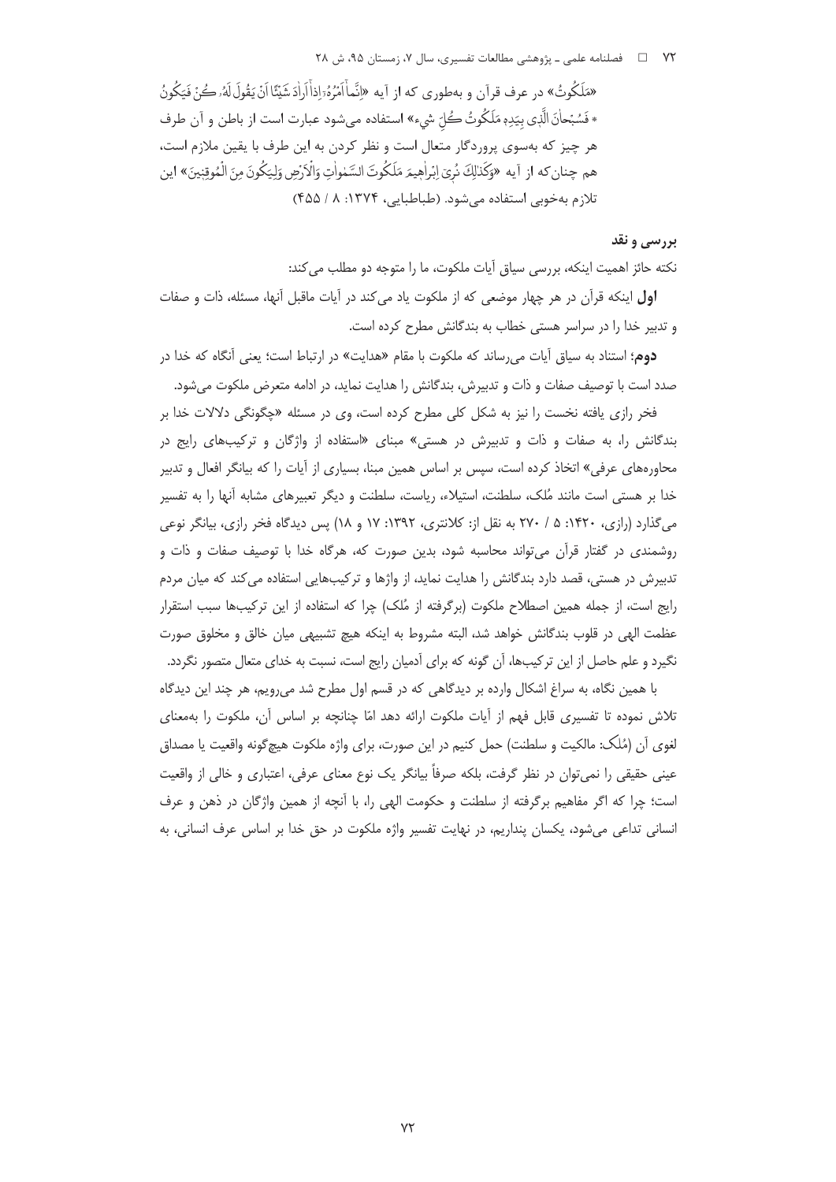«مَلَكُوتُ» در عرف قرآن و به‌طوری که از آیه «اِنَّمآ اَمْرُهُ اِذآ اَرادَ شَيْئًا اَنْ يَقُولَ لَهُ كُنْ فَيَكُونُ * فَسُبْحانَ الَّذى بِيَدِهِ مَلَكُوتُ كُلِّ شىءٍ» استفاده می‌شود عبارت است از باطن و آن طرف هر چیز که به‌سوی پروردگار متعال است و نظر کردن به این طرف با یقین ملازم است، هم چنان‌که از آیه «وَكَذٰلِكَ نُرِىٓ اِبْراهيمَ مَلَكُوتَ السَّمٰواتِ وَالْاَرْضِ وَلِيَكُونَ مِنَ الْمُوقِنينَ» این تلازم به‌خوبی استفاده می‌شود. (طباطبایی، ۱۳۷۴: ۸ / ۴۵۵)

### بررسی و نقد

نکته حائز اهمیت اینکه، بررسی سیاق آیات ملکوت، ما را متوجه دو مطلب می‌کند:

**اول** اینکه قرآن در هر چهار موضعی که از ملکوت یاد می‌کند در آیات ماقبل آنها، مسئله، ذات و صفات و تدبیر خدا را در سراسر هستی خطاب به بندگانش مطرح کرده است.

**دوم**؛ استناد به سیاق آیات می‌رساند که ملکوت با مقام «هدایت» در ارتباط است؛ یعنی آنگاه که خدا در صدد است با توصیف صفات و ذات و تدبیرش، بندگانش را هدایت نماید، در ادامه متعرض ملکوت می‌شود.

فخر رازی یافته نخست را نیز به شکل کلی مطرح کرده است، وی در مسئله «چگونگی دلالات خدا بر بندگانش را، به صفات و ذات و تدبیرش در هستی» مبنای «استفاده از واژگان و ترکیب‌های رایج در محاوره‌های عرفی» اتخاذ کرده است، سپس بر اساس همین مبنا، بسیاری از آیات را که بیانگر افعال و تدبیر خدا بر هستی است مانند مُلک، سلطنت، استیلاء، ریاست، سلطنت و دیگر تعبیرهای مشابه آنها را به تفسیر می‌گذارد (رازی، ۱۴۲۰: ۵ / ۲۷۰ به نقل از: کلانتری، ۱۳۹۲: ۱۷ و ۱۸) پس دیدگاه فخر رازی، بیانگر نوعی روشمندی در گفتار قرآن می‌تواند محاسبه شود، بدین صورت که، هرگاه خدا با توصیف صفات و ذات و تدبیرش در هستی، قصد دارد بندگانش را هدایت نماید، از واژها و ترکیب‌هایی استفاده می‌کند که میان مردم رایج است، از جمله همین اصطلاح ملکوت (برگرفته از مُلک) چرا که استفاده از این ترکیب‌ها سبب استقرار عظمت الهی در قلوب بندگانش خواهد شد، البته مشروط به اینکه هیچ تشبیهی میان خالق و مخلوق صورت نگیرد و علم حاصل از این ترکیب‌ها، آن گونه که برای آدمیان رایج است، نسبت به خدای متعال متصور نگردد.

با همین نگاه، به سراغ اشکال وارده بر دیدگاهی که در قسم اول مطرح شد می‌رویم، هر چند این دیدگاه تلاش نموده تا تفسیری قابل فهم از آیات ملکوت ارائه دهد امّا چنانچه بر اساس آن، ملکوت را به‌معنای لغوی آن (مُلک: مالکیت و سلطنت) حمل کنیم در این صورت، برای واژه ملکوت هیچ‌گونه واقعیت یا مصداق عینی حقیقی را نمی‌توان در نظر گرفت، بلکه صرفاً بیانگر یک نوع معنای عرفی، اعتباری و خالی از واقعیت است؛ چرا که اگر مفاهیم برگرفته از سلطنت و حکومت الهی را، با آنچه از همین واژگان در ذهن و عرف انسانی تداعی می‌شود، یکسان پنداریم، در نهایت تفسیر واژه ملکوت در حق خدا بر اساس عرف انسانی، به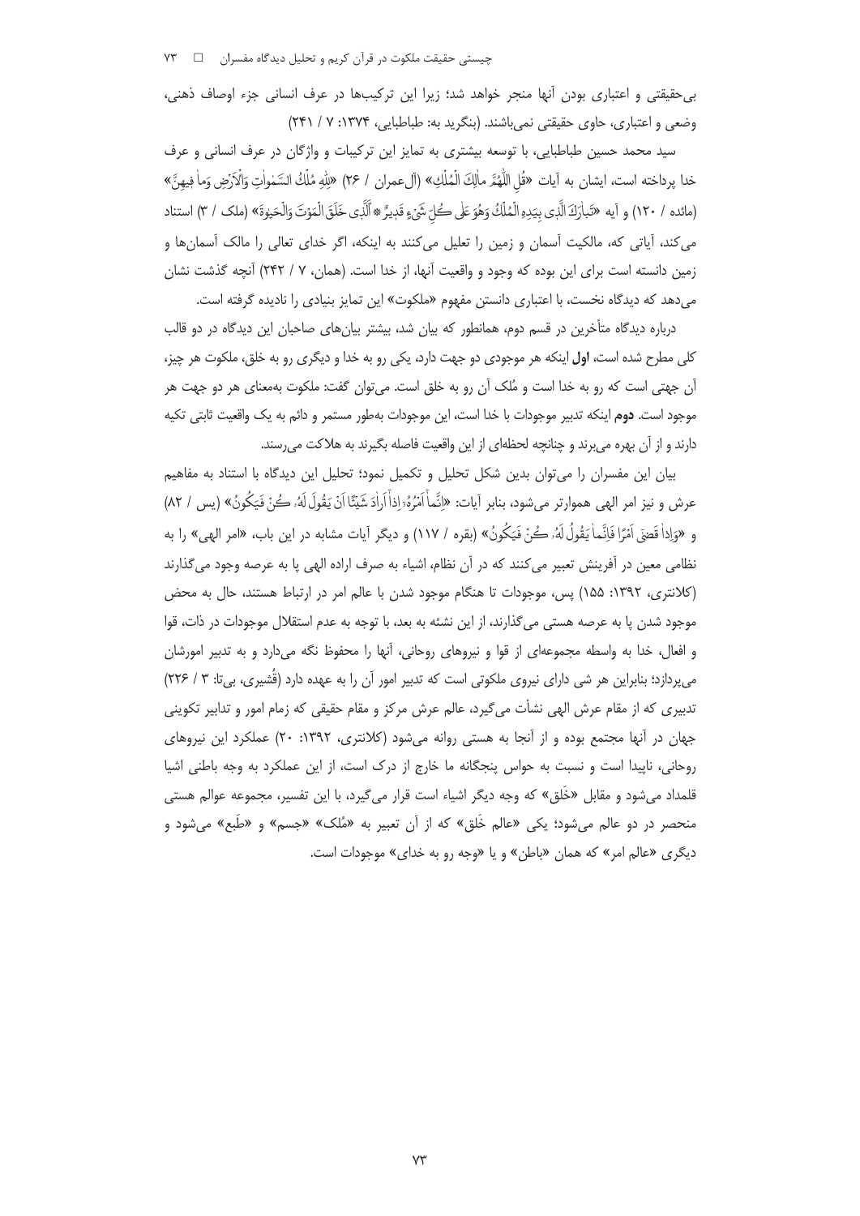بی‌حقیقتی و اعتباری بودن آنها منجر خواهد شد؛ زیرا این ترکیب‌ها در عرف انسانی جزء اوصاف ذهنی، وضعی و اعتباری، حاوی حقیقتی نمی‌باشند. (بنگرید به: طباطبایی، ۱۳۷۴: ۷ / ۲۴۱)

سید محمد حسین طباطبایی، با توسعه بیشتری به تمایز این ترکیبات و واژگان در عرف انسانی و عرف خدا پرداخته است، ایشان به آیات «قُلِ اللّٰهُمَّ مالِکَ الْمُلْکِ» (آل‌عمران / ۲۶) «لِلّٰهِ مُلْکُ السَّمٰواتِ وَالْأَرْضِ وَما فِیهِنَّ» (مائده / ۱۲۰) و آیه «تَبارَکَ الَّذِی بِیَدِهِ الْمُلْکُ وَهُوَ عَلٰی کُلِّ شَیْءٍ قَدِیرٌ * الَّذِی خَلَقَ الْمَوْتَ وَالْحَیٰوةَ» (ملک / ۳) استناد می‌کند، آیاتی که، مالکیت آسمان و زمین را تعلیل می‌کنند به اینکه، اگر خدای تعالی را مالک آسمان‌ها و زمین دانسته است برای این بوده که وجود و واقعیت آنها، از خدا است. (همان، ۷ / ۲۴۲) آنچه گذشت نشان می‌دهد که دیدگاه نخست، با اعتباری دانستن مفهوم «ملکوت» این تمایز بنیادی را نادیده گرفته است.

درباره دیدگاه متأخرین در قسم دوم، همانطور که بیان شد، بیشتر بیان‌های صاحبان این دیدگاه در دو قالب کلی مطرح شده است، **اول** اینکه هر موجودی دو جهت دارد، یکی رو به خدا و دیگری رو به خلق، ملکوت هر چیز، آن جهتی است که رو به خدا است و مُلک آن رو به خلق است. می‌توان گفت: ملکوت به‌معنای هر دو جهت هر موجود است. **دوم** اینکه تدبیر موجودات با خدا است، این موجودات به‌طور مستمر و دائم به یک واقعیت ثابتی تکیه دارند و از آن بهره می‌برند و چنانچه لحظه‌ای از این واقعیت فاصله بگیرند به هلاکت می‌رسند.

بیان این مفسران را می‌توان بدین شکل تحلیل و تکمیل نمود؛ تحلیل این دیدگاه با استناد به مفاهیم عرش و نیز امر الهی هموارتر می‌شود، بنابر آیات: «إِنَّما أَمْرُهُ إِذا أَرادَ شَیْئاً أَنْ یَقُولَ لَهُ کُنْ فَیَکُونُ» (یس / ۸۲) و «وَإِذا قَضیٰ أَمْراً فَإِنَّما یَقُولُ لَهُ کُنْ فَیَکُونُ» (بقره / ۱۱۷) و دیگر آیات مشابه در این باب، «امر الهی» را به نظامی معین در آفرینش تعبیر می‌کنند که در آن نظام، اشیاء به صرف اراده الهی پا به عرصه وجود می‌گذارند (کلانتری، ۱۳۹۲: ۱۵۵) پس، موجودات تا هنگام موجود شدن با عالم امر در ارتباط هستند، حال به محض موجود شدن پا به عرصه هستی می‌گذارند، از این نشئه به بعد، با توجه به عدم استقلال موجودات در ذات، قوا و افعال، خدا به واسطه مجموعه‌ای از قوا و نیروهای روحانی، آنها را محفوظ نگه می‌دارد و به تدبیر امورشان می‌پردازد؛ بنابراین هر شی دارای نیروی ملکوتی است که تدبیر امور آن را به عهده دارد (قُشیری، بی‌تا: ۳ / ۲۲۶) تدبیری که از مقام عرش الهی نشأت می‌گیرد، عالم عرش مرکز و مقام حقیقی که زمام امور و تدابیر تکوینی جهان در آنها مجتمع بوده و از آنجا به هستی روانه می‌شود (کلانتری، ۱۳۹۲: ۲۰) عملکرد این نیروهای روحانی، ناپیدا است و نسبت به حواس پنجگانه ما خارج از درک است، از این عملکرد به وجه باطنی اشیا قلمداد می‌شود و مقابل «خَلق» که وجه دیگر اشیاء است قرار می‌گیرد، با این تفسیر، مجموعه عوالم هستی منحصر در دو عالم می‌شود؛ یکی «عالم خَلق» که از آن تعبیر به «مُلک» «جسم» و «طَبع» می‌شود و دیگری «عالم امر» که همان «باطن» و یا «وجه رو به خدای» موجودات است.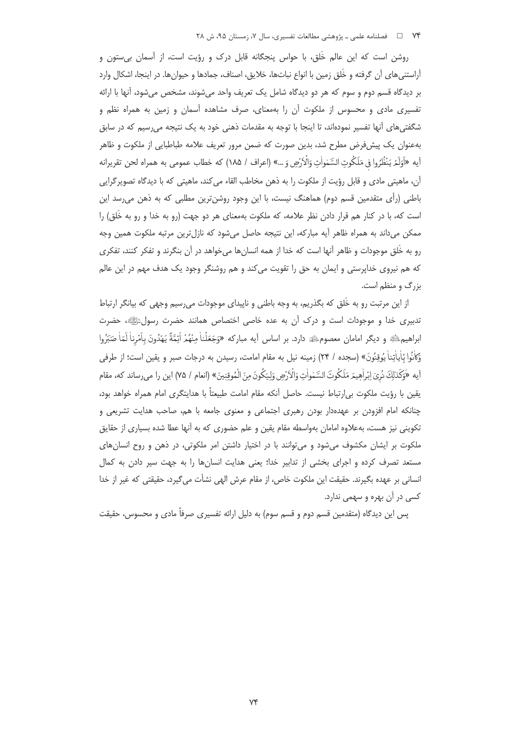روشن است که این عالم خَلق، با حواس پنجگانه قابل درک و رؤیت است، از آسمان بی‌ستون و آراستنی‌های آن گرفته و خَلق زمین با انواع نبات‌ها، خلایق، اصناف، جمادها و حیوان‌ها. در اینجا، اشکال وارد بر دیدگاه قسم دوم و سوم که هر دو دیدگاه شامل یک تعریف واحد می‌شوند، مشخص می‌شود، آنها با ارائه تفسیری مادی و محسوس از ملکوت آن را به‌معنای، صرف مشاهده آسمان و زمین به همراه نظم و شگفتی‌های آنها تفسیر نموده‌اند، تا اینجا با توجه به مقدمات ذهنی خود به یک نتیجه می‌رسیم که در سابق به‌عنوان یک پیش‌فرض مطرح شد، بدین صورت که ضمن مرور تعریف علامه طباطبایی از ملکوت و ظاهر آیه «اَوَلَمْ یَنْظُرُوا فی مَلَکُوتِ السَّمٰواتِ وَالْاَرْضِ وَ ...» (اعراف / ۱۸۵) که خطاب عمومی به همراه لحن تقریرانه آن، ماهیتی مادی و قابل رؤیت از ملکوت را به ذهن مخاطب القاء می‌کند، ماهیتی که با دیدگاه تصویرگرایی باطنی (رأی متقدمین قسم دوم) هماهنگ نیست، با این وجود روشن‌ترین مطلبی که به ذهن می‌رسد این است که، با در کنار هم قرار دادن نظر علامه، که ملکوت به‌معنای هر دو جهت (رو به خدا و رو به خَلق) را ممکن می‌داند به همراه ظاهر آیه مبارکه، این نتیجه حاصل می‌شود که نازل‌ترین مرتبه ملکوت همین وجه رو به خَلق موجودات و ظاهر آنها است که خدا از همه انسان‌ها می‌خواهد در آن بنگرند و تفکر کنند، تفکری که هم نیروی خداپرستی و ایمان به حق را تقویت می‌کند و هم روشنگر وجود یک هدف مهم در این عالم بزرگ و منظم است.

از این مرتبت رو به خَلق که بگذریم، به وجه باطنی و ناپیدای موجودات می‌رسیم وجهی که بیانگر ارتباط تدبیری خدا و موجودات است و درک آن به عده خاصی اختصاص همانند حضرت رسولﷺ، حضرت ابراهیمؑ و دیگر امامان معصومؑ دارد. بر اساس آیه مبارکه «وَجَعَلْنا مِنْهُمْ اَئِمَّةً یَهْدُونَ بِاَمْرِنا لَمّا صَبَرُوا وَکانُوا بِاٰیاتِنا یُوقِنُونَ» (سجده / ۲۴) زمینه نیل به مقام امامت، رسیدن به درجات صبر و یقین است؛ از طرفی آیه «وَکَذٰلِکَ نُرِیَ اِبْرٰهِیمَ مَلَکُوتَ السَّمٰواتِ وَالْاَرْضِ وَلِیَکُونَ مِنَ الْمُوقِنِینَ» (انعام / ۷۵) این را می‌رساند که، مقام یقین با رؤیت ملکوت بی‌ارتباط نیست. حاصل آنکه مقام امامت طبیعتاً با هدایتگری امام همراه خواهد بود، چنانکه امام افزودن بر عهده‌دار بودن رهبری اجتماعی و معنوی جامعه با هم، صاحب هدایت تشریعی و تکوینی نیز هست، به‌علاوه امامان به‌واسطه مقام یقین و علم حضوری که به آنها عطا شده بسیاری از حقایق ملکوت بر ایشان مکشوف می‌شود و می‌توانند با در اختیار داشتن امر ملکوتی، در ذهن و روح انسان‌های مستعد تصرف کرده و اجرای بخشی از تدابیر خدا؛ یعنی هدایت انسان‌ها را به جهت سیر دادن به کمال انسانی بر عهده بگیرند. حقیقت این ملکوت خاص، از مقام عرش الهی نشأت می‌گیرد، حقیقتی که غیر از خدا کسی در آن بهره و سهمی ندارد.

پس این دیدگاه (متقدمین قسم دوم و قسم سوم) به دلیل ارائه تفسیری صرفاً مادی و محسوس، حقیقت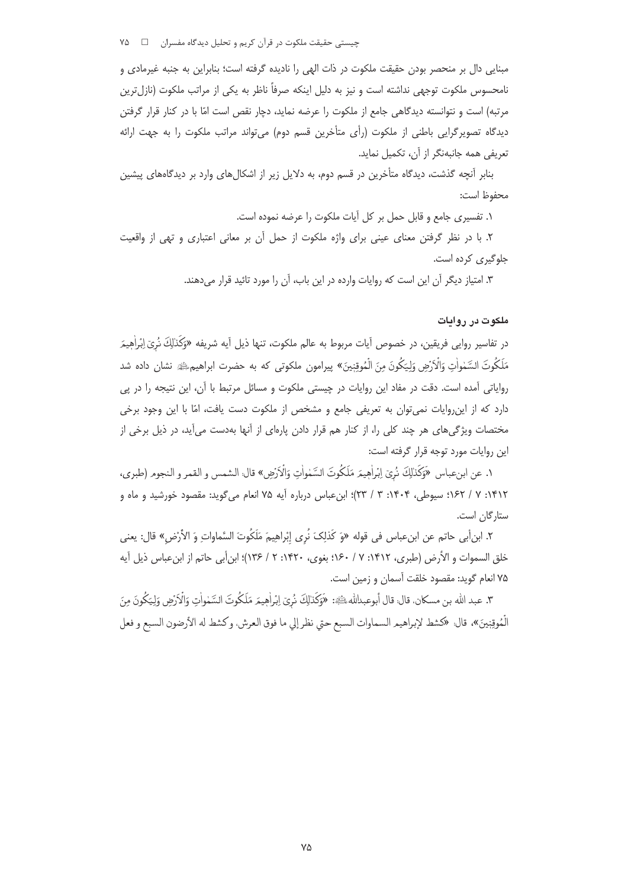مبنایی دال بر منحصر بودن حقیقت ملکوت در ذات الهی را نادیده گرفته است؛ بنابراین به جنبه غیرمادی و نامحسوس ملکوت توجهی نداشته است و نیز به دلیل اینکه صرفاً ناظر به یکی از مراتب ملکوت (نازل‌ترین مرتبه) است و نتوانسته دیدگاهی جامع از ملکوت را عرضه نماید، دچار نقص است امّا با در کنار قرار گرفتن دیدگاه تصویرگرایی باطنی از ملکوت (رأی متأخرین قسم دوم) می‌تواند مراتب ملکوت را به جهت ارائه تعریفی همه جانبه‌نگر از آن، تکمیل نماید.

بنابر آنچه گذشت، دیدگاه متأخرین در قسم دوم، به دلایل زیر از اشکال‌های وارد بر دیدگاه‌های پیشین محفوظ است:

۱. تفسیری جامع و قابل حمل بر کل آیات ملکوت را عرضه نموده است.

۲. با در نظر گرفتن معنای عینی برای واژه ملکوت از حمل آن بر معانی اعتباری و تهی از واقعیت جلوگیری کرده است.

۳. امتیاز دیگر آن این است که روایات وارده در این باب، آن را مورد تائید قرار می‌دهند.

## ملکوت در روایات

در تفاسیر روایی فریقین، در خصوص آیات مربوط به عالم ملکوت، تنها ذیل آیه شریفه «وَكَذَٰلِكَ نُرِيَ إِبْرَٰهِيمَ مَلَكُوتَ السَّمَٰوَٰتِ وَالْأَرْضِ وَلِيَكُونَ مِنَ الْمُوقِنِينَ» پیرامون ملکوتی که به حضرت ابراهیم﷣ نشان داده شد روایاتی آمده است. دقت در مفاد این روایات در چیستی ملکوت و مسائل مرتبط با آن، این نتیجه را در پی دارد که از این‌روایات نمی‌توان به تعریفی جامع و مشخص از ملکوت دست یافت، امّا با این وجود برخی مختصات ویژگی‌های هر چند کلی را، از کنار هم قرار دادن پاره‌ای از آنها به‌دست می‌آید، در ذیل برخی از این روایات مورد توجه قرار گرفته است:

۱. عن ابن‌عباس «وَكَذَٰلِكَ نُرِيَ إِبْرَٰهِيمَ مَلَكُوتَ السَّمَٰوَٰتِ وَالْأَرْضِ» قال: الشمس و القمر و النجوم (طبری، ۱۴۱۲: ۷ / ۱۶۲؛ سیوطی، ۱۴۰۴: ۳ / ۲۳)؛ ابن‌عباس درباره آیه ۷۵ انعام می‌گوید: مقصود خورشید و ماه و ستارگان است.

۲. ابن‌أبی حاتم عن ابن‌عباس فی قوله «وَ كَذٰلِكَ نُرِی إِبْراهِیمَ مَلَكُوتَ السَّماواتِ وَ الأَرْضِ» قال: یعنی خلق السموات و الأرض (طبری، ۱۴۱۲: ۷ / ۱۶۰؛ بغوی، ۱۴۲۰: ۲ / ۱۳۶)؛ ابن‌أبی حاتم از ابن‌عباس ذیل آیه ۷۵ انعام گوید: مقصود خلقت آسمان و زمین است.

۳. عبد الله بن مسکان، قال: قال أبوعبدالله﷣: «وَكَذَٰلِكَ نُرِيَ إِبْرَٰهِيمَ مَلَكُوتَ السَّمَٰوَٰتِ وَالْأَرْضِ وَلِيَكُونَ مِنَ الْمُوقِنِينَ»، قال: «كشط لإبراهيم السماوات السبع حتى نظر إلى ما فوق العرش، وكشط له الأرضون السبع و فعل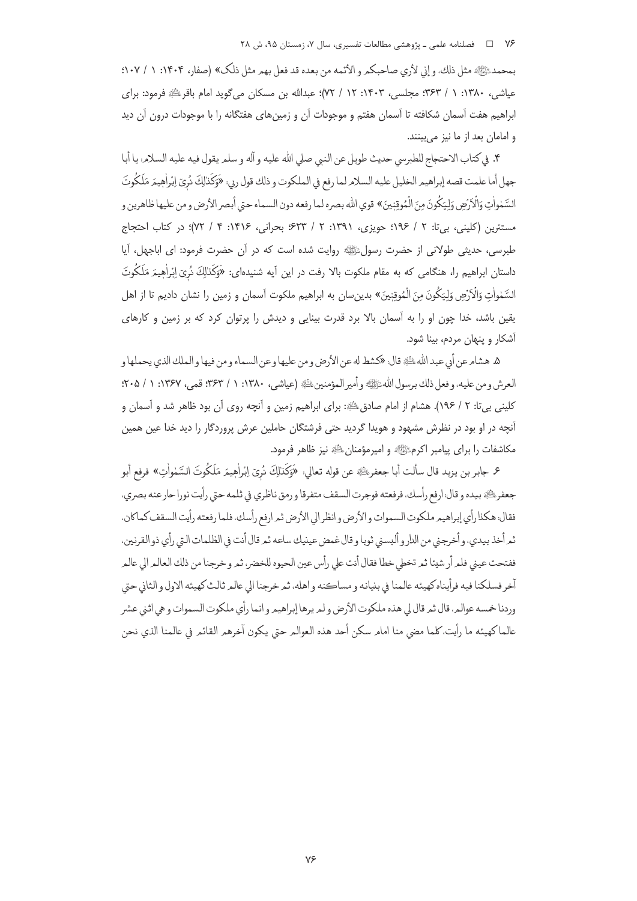بمحمدﷺ مثل ذلك، و إني لأري صاحبكم و الأئمه من بعده قد فعل بهم مثل ذلک» (صفار، ۱۴۰۴: ۱ / ۱۰۷؛ عیاشی، ۱۳۸۰: ۱ / ۳۶۳؛ مجلسی، ۱۴۰۳: ۱۲ / ۷۲)؛ عبدالله بن مسکان می‌گوید امام باقرؑ فرمود: برای ابراهیم هفت آسمان شکافته تا آسمان هفتم و موجودات آن و زمین‌های هفتگانه را با موجودات درون آن دید و امامان بعد از ما نیز می‌بینند.

۴. في كتاب الاحتجاج للطبرسي حديث طويل عن النبي صلي الله عليه و آله و سلم يقول فيه عليه السلام: يا أبا جهل أما علمت قصه إبراهيم الخليل عليه السلام لما رفع في الملكوت و ذلك قول ربي: «وَكَذٰلِكَ نُرِىٓ إِبْرٰهِيمَ مَلَكُوتَ السَّمٰوٰتِ وَالْأَرْضِ وَلِيَكُونَ مِنَ الْمُوقِنِينَ» قوي الله بصره لما رفعه دون السماء حتي أبصر الأرض و من عليها ظاهرين و مستترين (کلینی، بی‌تا: ۲ / ۱۹۶؛ حویزی، ۱۳۹۱: ۲ / ۶۲۳؛ بحرانی، ۱۴۱۶: ۴ / ۷۲)؛ در کتاب احتجاج طبرسی، حدیثی طولانی از حضرت رسولﷺ روایت شده است که در آن حضرت فرمود: ای اباجهل، آیا داستان ابراهیم را، هنگامی که به مقام ملکوت بالا رفت در این آیه شنیده‌ای: «وَكَذٰلِكَ نُرِىٓ إِبْرٰهِيمَ مَلَكُوتَ السَّمٰوٰتِ وَالْأَرْضِ وَلِيَكُونَ مِنَ الْمُوقِنِينَ» بدین‌سان به ابراهیم ملکوت آسمان و زمین را نشان دادیم تا از اهل یقین باشد، خدا چون او را به آسمان بالا برد قدرت بینایی و دیدش را پرتوان کرد که بر زمین و کارهای آشکار و پنهان مردم، بینا شود.

۵. هشام عن أبي عبد اللهؑ قال: «كشط له عن الأرض و من عليها و عن السماء و من فيها و الملك الذي يحملها و العرش و من عليه، و فعل ذلك برسول اللهﷺ و أمير المؤمنينؑ (عیاشی، ۱۳۸۰: ۱ / ۳۶۳؛ قمی، ۱۳۶۷: ۱ / ۲۰۵؛ کلینی بی‌تا: ۲ / ۱۹۶). هشام از امام صادقؑ: برای ابراهیم زمین و آنچه روی آن بود ظاهر شد و آسمان و آنچه در او بود در نظرش مشهود و هویدا گردید حتی فرشتگان حاملین عرش پروردگار را دید خدا عین همین مکاشفات را برای پیامبر اکرمﷺ و امیرمؤمنانؑ نیز ظاهر فرمود.

۶. جابر بن يزيد قال سألت أبا جعفرؑ عن قوله تعالي: «وَكَذٰلِكَ نُرِىٓ إِبْرٰهِيمَ مَلَكُوتَ السَّمٰوٰتِ» فرفع أبو جعفرؑ بيده و قال: ارفع رأسك، فرفعته فوجرت السقف متفرقا و رمق ناظري في ثلمه حتي رأيت نورا حار عنه بصري، فقال: هكذا رأي إبراهيم ملكوت السموات و الأرض و انظر الي الأرض ثم ارفع رأسك، فلما رفعته رأيت السقف كما كان، ثم أخذ بيدي، و أخرجني من الدار و ألبسني ثوبا و قال غمض عينيك ساعه ثم قال أنت في الظلمات التي رأي ذو القرنين، ففتحت عيني فلم أر شيئا ثم تخطي خطا فقال أنت علي رأس عين الحيوه للخضر، ثم و خرجنا من ذلك العالم الي عالم آخر فسلكنا فيه فرأيناه كهيئه عالمنا في بنيانه و مساكنه و اهله، ثم خرجنا الي عالم ثالث كهيئه الاول و الثاني حتي وردنا خمسه عوالم، قال ثم قال لي هذه ملكوت الأرض و لم يرها إبراهيم و انما رأي ملكوت السموات و هي اثني عشر عالما كهيئه ما رأيت، كلما مضي منا امام سكن أحد هذه العوالم حتي يكون آخرهم القائم في عالمنا الذي نحن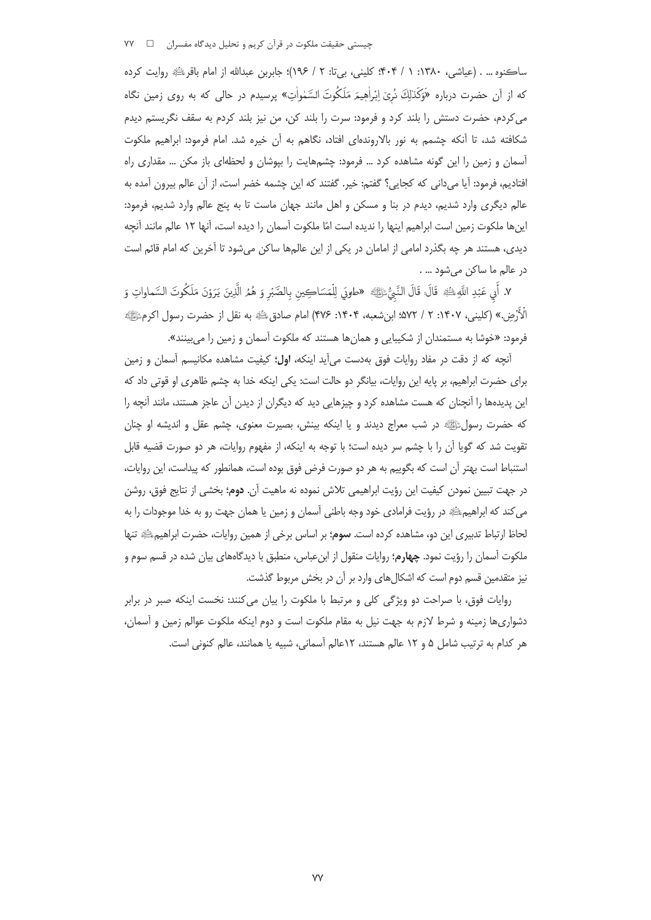ساکنوه ... . (عیاشی، ۱۳۸۰: ۱ / ۴۰۴؛ کلینی، بی‌تا: ۲ / ۱۹۶)؛ جابربن عبدالله از امام باقر﵇ روایت کرده که از آن حضرت درباره «وَكَذٰلِكَ نُرِىَ اِبْرٰهِيمَ مَلَكُوتَ السَّمٰوٰتِ» پرسیدم در حالی که به روی زمین نگاه می‌کردم، حضرت دستش را بلند کرد و فرمود: سرت را بلند کن، من نیز بلند کردم به سقف نگریستم دیدم شکافته شد، تا آنکه چشمم به نور بالارونده‌ای افتاد، نگاهم به آن خیره شد. امام فرمود: ابراهیم ملکوت آسمان و زمین را این گونه مشاهده کرد ... فرمود: چشم‌هایت را بپوشان و لحظه‌ای باز مکن ... مقداری راه افتادیم، فرمود: آیا می‌دانی که کجایی؟ گفتم: خیر. گفتند که این چشمه خضر است، از آن عالم بیرون آمده به عالم دیگری وارد شدیم، دیدم در بنا و مسکن و اهل مانند جهان ماست تا به پنج عالم وارد شدیم، فرمود: این‌ها ملکوت زمین است ابراهیم اینها را ندیده است امّا ملکوت آسمان را دیده است، آنها ۱۲ عالم مانند آنچه دیدی، هستند هر چه بگذرد امامی از امامان در یکی از این عالم‌ها ساکن می‌شود تا آخرین که امام قائم است در عالم ما ساکن می‌شود ... .

۷. أَبِي عَبْدِ اللَّهِ﵇ قَالَ: قَالَ النَّبِيُّﷺ «طوبَى لِلْمَسَاكِينِ بِالصَّبْرِ وَ هُمُ الَّذِينَ يَرَوْنَ مَلَكُوتَ السَّماواتِ وَ الْأَرْضِ.» (کلینی، ۱۴۰۷: ۲ / ۵۷۲؛ ابن‌شعبه، ۱۴۰۴: ۴۷۶) امام صادق﵇ به نقل از حضرت رسول اکرمﷺ فرمود: «خوشا به مستمندان از شکیبایی و همان‌ها هستند که ملکوت آسمان و زمین را می‌بینند».

آنچه که از دقت در مفاد روایات فوق به‌دست می‌آید اینکه، **اول**؛ کیفیت مشاهده مکانیسم آسمان و زمین برای حضرت ابراهیم، بر پایه این روایات، بیانگر دو حالت است: یکی اینکه خدا به چشم ظاهری او قوتی داد که این پدیده‌ها را آنچنان که هست مشاهده کرد و چیزهایی دید که دیگران از دیدن آن عاجز هستند، مانند آنچه را که حضرت رسولﷺ در شب معراج دیدند و یا اینکه بینش، بصیرت معنوی، چشم عقل و اندیشه او چنان تقویت شد که گویا آن را با چشم سر دیده است؛ با توجه به اینکه، از مفهوم روایات، هر دو صورت قضیه قابل استنباط است بهتر آن است که بگوییم به هر دو صورت فرض فوق بوده است، همانطور که پیداست، این روایات، در جهت تبیین نمودن کیفیت این رؤیت ابراهیمی تلاش نموده نه ماهیت آن. **دوم**؛ بخشی از نتایج فوق، روشن می‌کند که ابراهیم﵇ در رؤیت فرامادی خود وجه باطنی آسمان و زمین یا همان جهت رو به خدا موجودات را به لحاظ ارتباط تدبیری این دو، مشاهده کرده است. **سوم**؛ بر اساس برخی از همین روایات، حضرت ابراهیم﵇ تنها ملکوت آسمان را رؤیت نمود. **چهارم**؛ روایات منقول از ابن‌عباس، منطبق با دیدگاه‌های بیان شده در قسم سوم و نیز متقدمین قسم دوم است که اشکال‌های وارد بر آن در بخش مربوط گذشت.

روایات فوق، با صراحت دو ویژگی کلی و مرتبط با ملکوت را بیان می‌کنند: نخست اینکه صبر در برابر دشواری‌ها زمینه و شرط لازم به جهت نیل به مقام ملکوت است و دوم اینکه ملکوت عوالم زمین و آسمان، هر کدام به ترتیب شامل ۵ و ۱۲ عالم هستند، ۱۲عالم آسمانی، شبیه یا همانند، عالم کنونی است.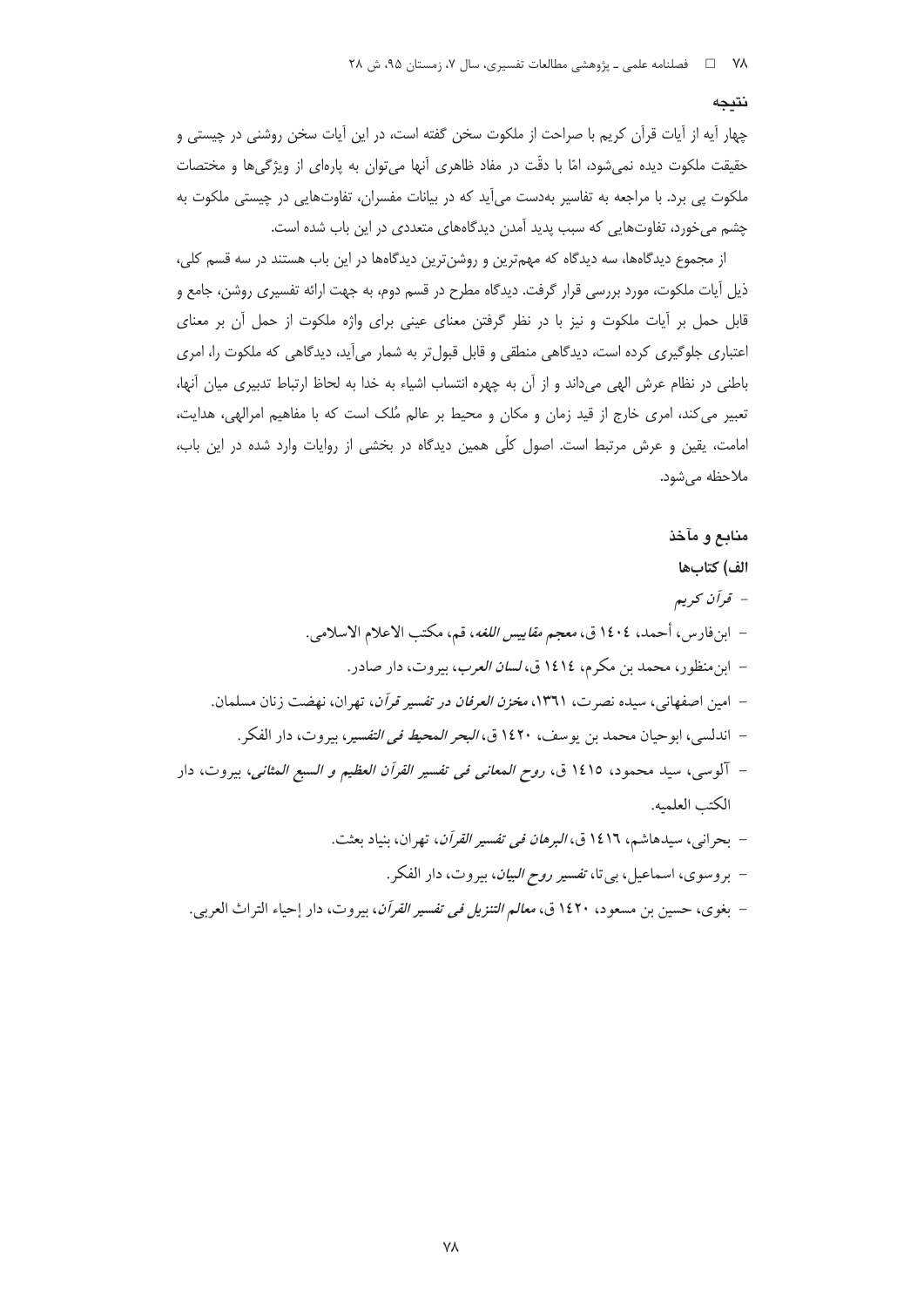## نتیجه

چهار آیه از آیات قرآن کریم با صراحت از ملکوت سخن گفته است، در این آیات سخن روشنی در چیستی و حقیقت ملکوت دیده نمی‌شود، امّا با دقّت در مفاد ظاهری آنها می‌توان به پاره‌ای از ویژگی‌ها و مختصات ملکوت پی برد. با مراجعه به تفاسیر به‌دست می‌آید که در بیانات مفسران، تفاوت‌هایی در چیستی ملکوت به چشم می‌خورد، تفاوت‌هایی که سبب پدید آمدن دیدگاه‌های متعددی در این باب شده است.

از مجموع دیدگاه‌ها، سه دیدگاه که مهم‌ترین و روشن‌ترین دیدگاه‌ها در این باب هستند در سه قسم کلی، ذیل آیات ملکوت، مورد بررسی قرار گرفت. دیدگاه مطرح در قسم دوم، به جهت ارائه تفسیری روشن، جامع و قابل حمل بر آیات ملکوت و نیز با در نظر گرفتن معنای عینی برای واژه ملکوت از حمل آن بر معنای اعتباری جلوگیری کرده است، دیدگاهی منطقی و قابل قبول‌تر به شمار می‌آید، دیدگاهی که ملکوت را، امری باطنی در نظام عرش الهی می‌داند و از آن به چهره انتساب اشیاء به خدا به لحاظ ارتباط تدبیری میان آنها، تعبیر می‌کند، امری خارج از قید زمان و مکان و محیط بر عالم مُلک است که با مفاهیم امرالهی، هدایت، امامت، یقین و عرش مرتبط است. اصول کلّی همین دیدگاه در بخشی از روایات وارد شده در این باب، ملاحظه می‌شود.

## منابع و مآخذ

### الف) کتاب‌ها

- *قرآن کریم*
- ابن‌فارس، أحمد، ١٤٠٤ ق، *معجم مقاییس اللغه*، قم، مکتب الاعلام الاسلامی.
- ابن‌منظور، محمد بن مکرم، ١٤١٤ ق، *لسان العرب*، بیروت، دار صادر.
- امین اصفهانی، سیده نصرت، ١٣٦١، *مخزن العرفان در تفسیر قرآن*، تهران، نهضت زنان مسلمان.
- اندلسی، ابوحیان محمد بن یوسف، ١٤٢٠ ق، *البحر المحیط فی التفسیر*، بیروت، دار الفکر.
- آلوسی، سید محمود، ١٤١٥ ق، *روح المعانی فی تفسیر القرآن العظیم و السبع المثانی*، بیروت، دار الکتب العلمیه.
- بحرانی، سیدهاشم، ١٤١٦ ق، *البرهان فی تفسیر القرآن*، تهران، بنیاد بعثت.
- بروسوی، اسماعیل، بی تا، *تفسیر روح البیان*، بیروت، دار الفکر.
- بغوی، حسین بن مسعود، ١٤٢٠ ق، *معالم التنزیل فی تفسیر القرآن*، بیروت، دار إحیاء التراث العربی.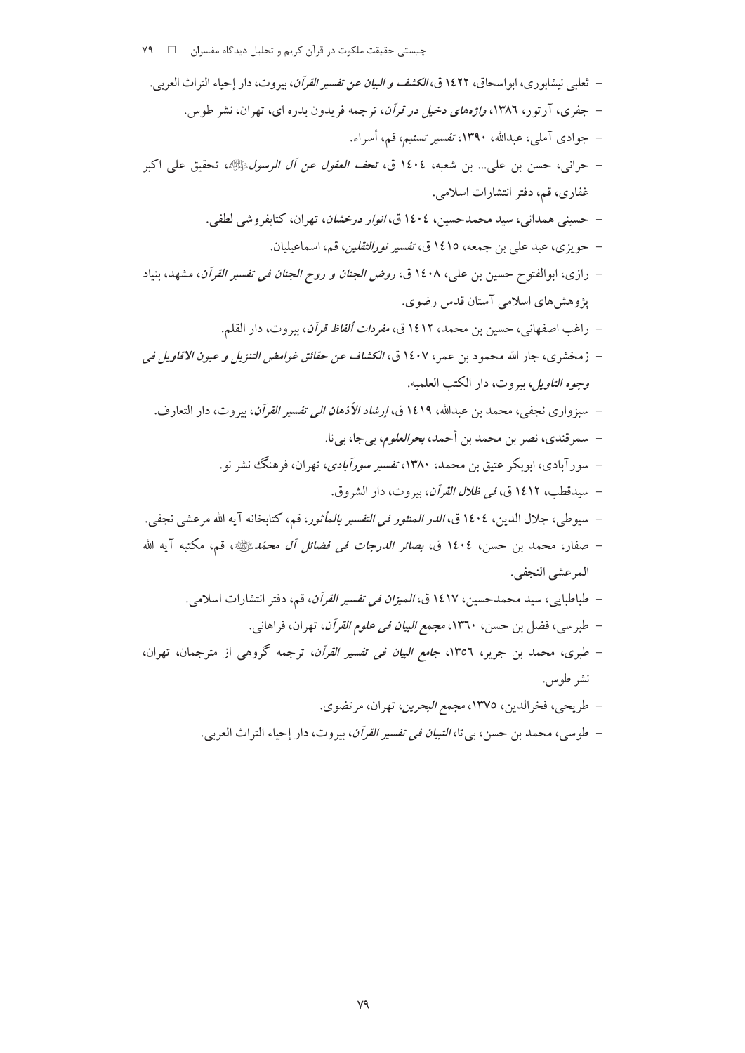- ثعلبی نیشابوری، ابواسحاق، ۱٤۲۲ ق، *الکشف و البیان عن تفسیر القرآن*، بیروت، دار إحیاء التراث العربی.
- جفری، آرتور، ۱۳۸٦، *واژه‌های دخیل در قرآن*، ترجمه فریدون بدره ای، تهران، نشر طوس.
- جوادی آملی، عبدالله، ۱۳۹۰، *تفسیر تسنیم*، قم، أسراء.
- حرانی، حسن بن علی... بن شعبه، ۱٤۰٤ ق، *تحف العقول عن آل الرسول*ﷺ، تحقیق علی اکبر غفاری، قم، دفتر انتشارات اسلامی.
- حسینی همدانی، سید محمدحسین، ۱٤۰٤ ق، *انوار درخشان*، تهران، کتابفروشی لطفی.
- حویزی، عبد علی بن جمعه، ۱٤۱٥ ق، *تفسیر نورالثقلین*، قم، اسماعیلیان.
- رازی، ابوالفتوح حسین بن علی، ۱٤۰۸ ق، *روض الجنان و روح الجنان فی تفسیر القرآن*، مشهد، بنیاد پژوهش‌های اسلامی آستان قدس رضوی.
- راغب اصفهانی، حسین بن محمد، ۱٤۱۲ ق، *مفردات ألفاظ قرآن*، بیروت، دار القلم.
- زمخشری، جار الله محمود بن عمر، ۱٤۰۷ ق، *الکشاف عن حقائق غوامض التنزیل و عیون الاقاویل فی وجوه التاویل*، بیروت، دار الکتب العلمیه.
- سبزواری نجفی، محمد بن عبدالله، ۱٤۱۹ ق، *إرشاد الأذهان الی تفسیر القرآن*، بیروت، دار التعارف.
- سمرقندی، نصر بن محمد بن أحمد، *بحرالعلوم*، بی‌جا، بی‌نا.
- سورآبادی، ابوبکر عتیق بن محمد، ۱۳۸۰، *تفسیر سورآبادی*، تهران، فرهنگ نشر نو.
- سیدقطب، ۱٤۱۲ ق، *فی ظلال القرآن*، بیروت، دار الشروق.
- سیوطی، جلال الدین، ۱٤۰٤ ق، *الدر المنثور فی التفسیر بالمأثور*، قم، کتابخانه آیه الله مرعشی نجفی.
- صفار، محمد بن حسن، ۱٤۰٤ ق، *بصائر الدرجات فی فضائل آل محمّد*ﷺ، قم، مکتبه آیه الله المرعشی النجفی.
- طباطبایی، سید محمدحسین، ۱٤۱۷ ق، *المیزان فی تفسیر القرآن*، قم، دفتر انتشارات اسلامی.
- طبرسی، فضل بن حسن، ۱۳٦۰، *مجمع البیان فی علوم القرآن*، تهران، فراهانی.
- طبری، محمد بن جریر، ۱۳٥٦، *جامع البیان فی تفسیر القرآن*، ترجمه گروهی از مترجمان، تهران، نشر طوس.
- طریحی، فخرالدین، ۱۳۷٥، *مجمع البحرین*، تهران، مرتضوی.
- طوسی، محمد بن حسن، بی‌تا، *التبیان فی تفسیر القرآن*، بیروت، دار إحیاء التراث العربی.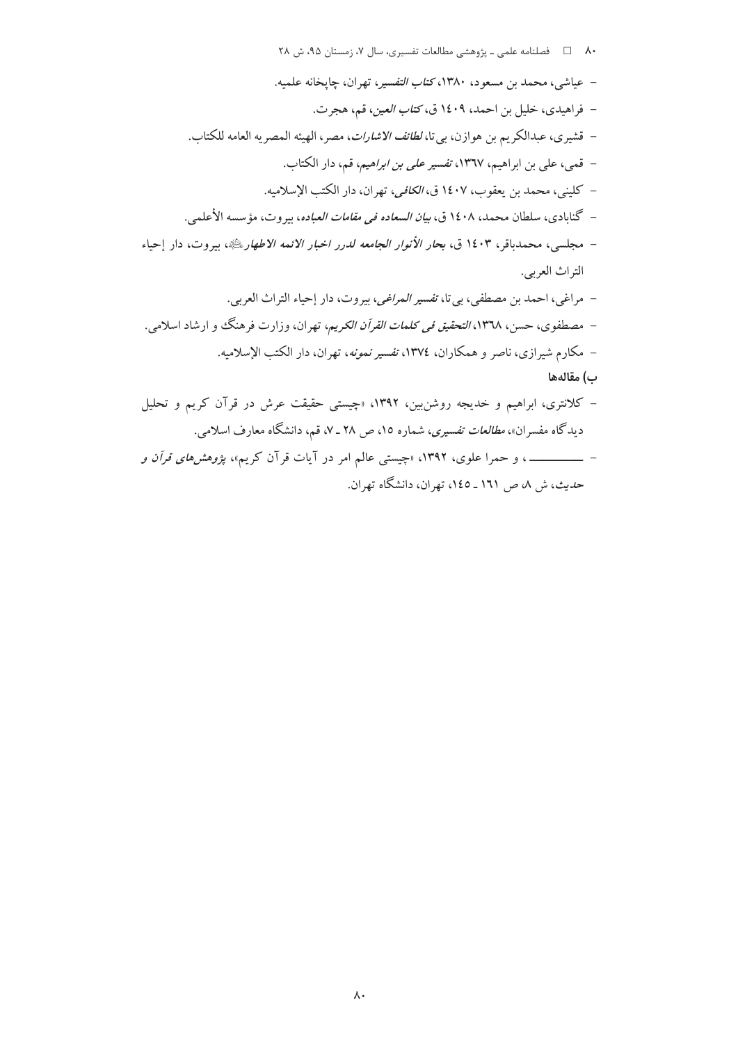- عیاشی، محمد بن مسعود، ۱۳۸۰، *کتاب التفسیر*، تهران، چاپخانه علمیه.
- فراهیدی، خلیل بن احمد، ۱٤۰۹ ق، *کتاب العین*، قم، هجرت.
- قشیری، عبدالکریم بن هوازن، بی‌تا، *لطائف الاشارات*، مصر، الهیئه المصریه العامه للکتاب.
- قمی، علی بن ابراهیم، ۱۳٦۷، *تفسیر علی بن ابراهیم*، قم، دار الکتاب.
- کلینی، محمد بن یعقوب، ۱٤۰۷ ق، *الکافی*، تهران، دار الکتب الإسلامیه.
- گنابادی، سلطان محمد، ۱٤۰۸ ق، *بیان السعاده فی مقامات العباده*، بیروت، مؤسسه الأعلمی.
- مجلسی، محمدباقر، ۱٤۰۳ ق، *بحار الأنوار الجامعه لدرر اخبار الائمه الاطهار*ﷺ، بیروت، دار إحیاء التراث العربی.
- مراغی، احمد بن مصطفی، بی‌تا، *تفسیر المراغی*، بیروت، دار إحیاء التراث العربی.
- مصطفوی، حسن، ۱۳٦۸، *التحقیق فی کلمات القرآن الکریم*، تهران، وزارت فرهنگ و ارشاد اسلامی.
- مکارم شیرازی، ناصر و همکاران، ۱۳۷٤، *تفسیر نمونه*، تهران، دار الکتب الإسلامیه.

**ب) مقاله‌ها**

- کلانتری، ابراهیم و خدیجه روشن‌بین، ۱۳۹۲، «چیستی حقیقت عرش در قرآن کریم و تحلیل دیدگاه مفسران»، *مطالعات تفسیری*، شماره ۱۵، ص ۲۸ ـ ۷، قم، دانشگاه معارف اسلامی.
- ــــــــــــ، و حمرا علوی، ۱۳۹۲، «چیستی عالم امر در آیات قرآن کریم»، *پژوهش‌های قرآن و حدیث*، ش ۸، ص ۱٦۱ ـ ۱٤۵، تهران، دانشگاه تهران.